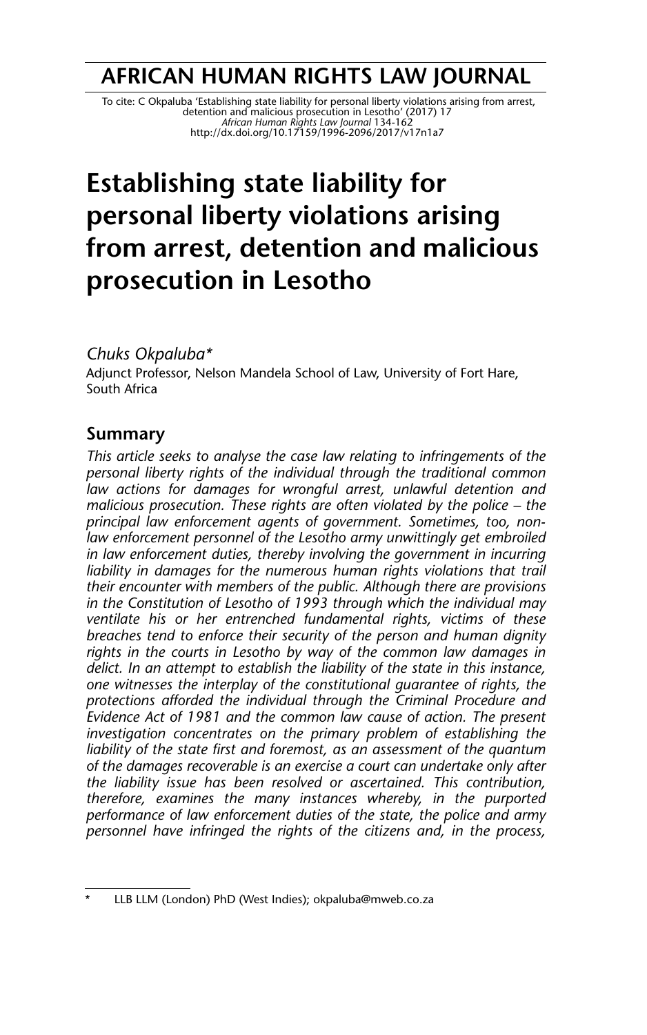# AFRICAN HUMAN RIGHTS LAW JOURNAL

To cite: C Okpaluba 'Establishing state liability for personal liberty violations arising from arrest, detention and malicious prosecution in Lesotho' (2017) 17 *African Human Rights Law Journal* 134-162
http://dx.doi.org/10.17159/1996-2096/2017/v17n1a7

# Establishing state liability for personal liberty violations arising from arrest, detention and malicious prosecution in Lesotho

*Chuks Okpaluba\**
Adjunct Professor, Nelson Mandela School of Law, University of Fort Hare, South Africa

## Summary

*This article seeks to analyse the case law relating to infringements of the personal liberty rights of the individual through the traditional common law actions for damages for wrongful arrest, unlawful detention and malicious prosecution. These rights are often violated by the police – the principal law enforcement agents of government. Sometimes, too, non-law enforcement personnel of the Lesotho army unwittingly get embroiled in law enforcement duties, thereby involving the government in incurring liability in damages for the numerous human rights violations that trail their encounter with members of the public. Although there are provisions in the Constitution of Lesotho of 1993 through which the individual may ventilate his or her entrenched fundamental rights, victims of these breaches tend to enforce their security of the person and human dignity rights in the courts in Lesotho by way of the common law damages in delict. In an attempt to establish the liability of the state in this instance, one witnesses the interplay of the constitutional guarantee of rights, the protections afforded the individual through the Criminal Procedure and Evidence Act of 1981 and the common law cause of action. The present investigation concentrates on the primary problem of establishing the liability of the state first and foremost, as an assessment of the quantum of the damages recoverable is an exercise a court can undertake only after the liability issue has been resolved or ascertained. This contribution, therefore, examines the many instances whereby, in the purported performance of law enforcement duties of the state, the police and army personnel have infringed the rights of the citizens and, in the process,*

---

\* LLB LLM (London) PhD (West Indies); okpaluba@mweb.co.za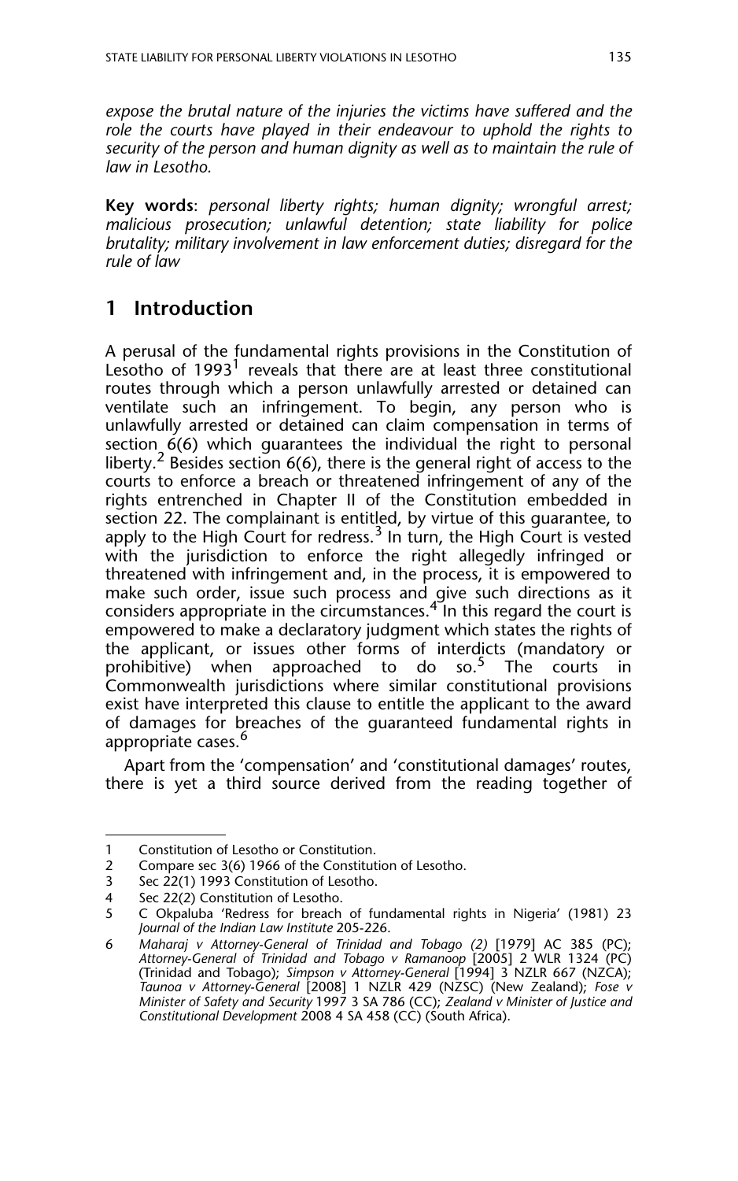*expose the brutal nature of the injuries the victims have suffered and the role the courts have played in their endeavour to uphold the rights to security of the person and human dignity as well as to maintain the rule of law in Lesotho.*

**Key words**: *personal liberty rights; human dignity; wrongful arrest; malicious prosecution; unlawful detention; state liability for police brutality; military involvement in law enforcement duties; disregard for the rule of law*

## 1 Introduction

A perusal of the fundamental rights provisions in the Constitution of Lesotho of 1993[1] reveals that there are at least three constitutional routes through which a person unlawfully arrested or detained can ventilate such an infringement. To begin, any person who is unlawfully arrested or detained can claim compensation in terms of section 6(6) which guarantees the individual the right to personal liberty.[2] Besides section 6(6), there is the general right of access to the courts to enforce a breach or threatened infringement of any of the rights entrenched in Chapter II of the Constitution embedded in section 22. The complainant is entitled, by virtue of this guarantee, to apply to the High Court for redress.[3] In turn, the High Court is vested with the jurisdiction to enforce the right allegedly infringed or threatened with infringement and, in the process, it is empowered to make such order, issue such process and give such directions as it considers appropriate in the circumstances.[4] In this regard the court is empowered to make a declaratory judgment which states the rights of the applicant, or issues other forms of interdicts (mandatory or prohibitive) when approached to do so.[5] The courts in Commonwealth jurisdictions where similar constitutional provisions exist have interpreted this clause to entitle the applicant to the award of damages for breaches of the guaranteed fundamental rights in appropriate cases.[6]

Apart from the 'compensation' and 'constitutional damages' routes, there is yet a third source derived from the reading together of

---

1 Constitution of Lesotho or Constitution.

2 Compare sec 3(6) 1966 of the Constitution of Lesotho.

3 Sec 22(1) 1993 Constitution of Lesotho.

4 Sec 22(2) Constitution of Lesotho.

5 C Okpaluba 'Redress for breach of fundamental rights in Nigeria' (1981) 23 *Journal of the Indian Law Institute* 205-226.

6 *Maharaj v Attorney-General of Trinidad and Tobago (2)* [1979] AC 385 (PC); *Attorney-General of Trinidad and Tobago v Ramanoop* [2005] 2 WLR 1324 (PC) (Trinidad and Tobago); *Simpson v Attorney-General* [1994] 3 NZLR 667 (NZCA); *Taunoa v Attorney-General* [2008] 1 NZLR 429 (NZSC) (New Zealand); *Fose v Minister of Safety and Security* 1997 3 SA 786 (CC); *Zealand v Minister of Justice and Constitutional Development* 2008 4 SA 458 (CC) (South Africa).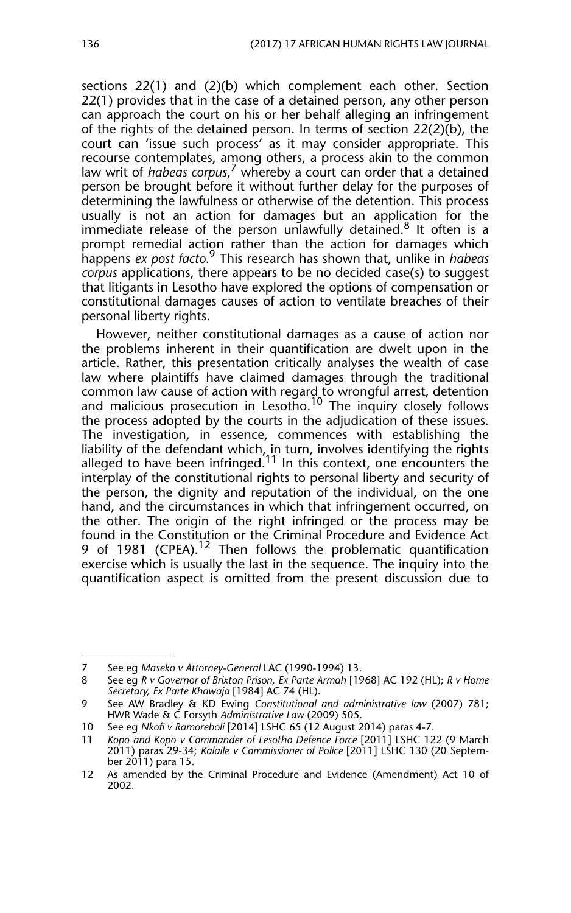sections 22(1) and (2)(b) which complement each other. Section 22(1) provides that in the case of a detained person, any other person can approach the court on his or her behalf alleging an infringement of the rights of the detained person. In terms of section 22(2)(b), the court can 'issue such process' as it may consider appropriate. This recourse contemplates, among others, a process akin to the common law writ of *habeas corpus*,[7] whereby a court can order that a detained person be brought before it without further delay for the purposes of determining the lawfulness or otherwise of the detention. This process usually is not an action for damages but an application for the immediate release of the person unlawfully detained.[8] It often is a prompt remedial action rather than the action for damages which happens *ex post facto*.[9] This research has shown that, unlike in *habeas corpus* applications, there appears to be no decided case(s) to suggest that litigants in Lesotho have explored the options of compensation or constitutional damages causes of action to ventilate breaches of their personal liberty rights.

However, neither constitutional damages as a cause of action nor the problems inherent in their quantification are dwelt upon in the article. Rather, this presentation critically analyses the wealth of case law where plaintiffs have claimed damages through the traditional common law cause of action with regard to wrongful arrest, detention and malicious prosecution in Lesotho.[10] The inquiry closely follows the process adopted by the courts in the adjudication of these issues. The investigation, in essence, commences with establishing the liability of the defendant which, in turn, involves identifying the rights alleged to have been infringed.[11] In this context, one encounters the interplay of the constitutional rights to personal liberty and security of the person, the dignity and reputation of the individual, on the one hand, and the circumstances in which that infringement occurred, on the other. The origin of the right infringed or the process may be found in the Constitution or the Criminal Procedure and Evidence Act 9 of 1981 (CPEA).[12] Then follows the problematic quantification exercise which is usually the last in the sequence. The inquiry into the quantification aspect is omitted from the present discussion due to

---

7 See eg *Maseko v Attorney-General* LAC (1990-1994) 13.

8 See eg *R v Governor of Brixton Prison, Ex Parte Armah* [1968] AC 192 (HL); *R v Home Secretary, Ex Parte Khawaja* [1984] AC 74 (HL).

9 See AW Bradley & KD Ewing *Constitutional and administrative law* (2007) 781; HWR Wade & C Forsyth *Administrative Law* (2009) 505.

10 See eg *Nkofi v Ramoreboli* [2014] LSHC 65 (12 August 2014) paras 4-7.

11 *Kopo and Kopo v Commander of Lesotho Defence Force* [2011] LSHC 122 (9 March 2011) paras 29-34; *Kalaile v Commissioner of Police* [2011] LSHC 130 (20 September 2011) para 15.

12 As amended by the Criminal Procedure and Evidence (Amendment) Act 10 of 2002.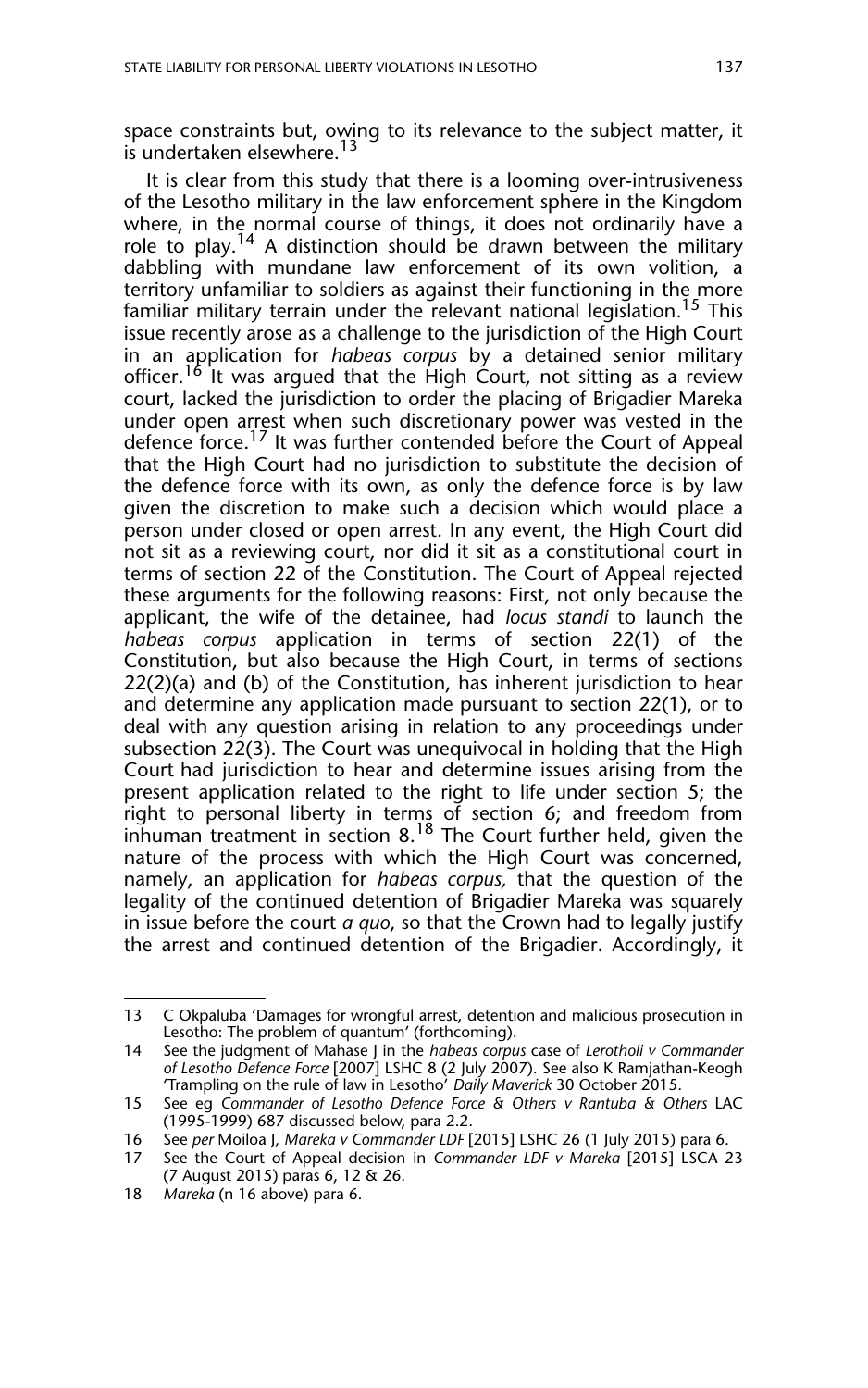space constraints but, owing to its relevance to the subject matter, it is undertaken elsewhere.[13]

It is clear from this study that there is a looming over-intrusiveness of the Lesotho military in the law enforcement sphere in the Kingdom where, in the normal course of things, it does not ordinarily have a role to play.[14] A distinction should be drawn between the military dabbling with mundane law enforcement of its own volition, a territory unfamiliar to soldiers as against their functioning in the more familiar military terrain under the relevant national legislation.[15] This issue recently arose as a challenge to the jurisdiction of the High Court in an application for *habeas corpus* by a detained senior military officer.[16] It was argued that the High Court, not sitting as a review court, lacked the jurisdiction to order the placing of Brigadier Mareka under open arrest when such discretionary power was vested in the defence force.[17] It was further contended before the Court of Appeal that the High Court had no jurisdiction to substitute the decision of the defence force with its own, as only the defence force is by law given the discretion to make such a decision which would place a person under closed or open arrest. In any event, the High Court did not sit as a reviewing court, nor did it sit as a constitutional court in terms of section 22 of the Constitution. The Court of Appeal rejected these arguments for the following reasons: First, not only because the applicant, the wife of the detainee, had *locus standi* to launch the *habeas corpus* application in terms of section 22(1) of the Constitution, but also because the High Court, in terms of sections 22(2)(a) and (b) of the Constitution, has inherent jurisdiction to hear and determine any application made pursuant to section 22(1), or to deal with any question arising in relation to any proceedings under subsection 22(3). The Court was unequivocal in holding that the High Court had jurisdiction to hear and determine issues arising from the present application related to the right to life under section 5; the right to personal liberty in terms of section 6; and freedom from inhuman treatment in section 8.[18] The Court further held, given the nature of the process with which the High Court was concerned, namely, an application for *habeas corpus,* that the question of the legality of the continued detention of Brigadier Mareka was squarely in issue before the court *a quo*, so that the Crown had to legally justify the arrest and continued detention of the Brigadier. Accordingly, it

---

13 C Okpaluba 'Damages for wrongful arrest, detention and malicious prosecution in Lesotho: The problem of quantum' (forthcoming).

14 See the judgment of Mahase J in the *habeas corpus* case of *Lerotholi v Commander of Lesotho Defence Force* [2007] LSHC 8 (2 July 2007). See also K Ramjathan-Keogh 'Trampling on the rule of law in Lesotho' *Daily Maverick* 30 October 2015.

15 See eg *Commander of Lesotho Defence Force & Others v Rantuba & Others* LAC (1995-1999) 687 discussed below, para 2.2.

16 See *per* Moiloa J, *Mareka v Commander LDF* [2015] LSHC 26 (1 July 2015) para 6.

17 See the Court of Appeal decision in *Commander LDF v Mareka* [2015] LSCA 23 (7 August 2015) paras 6, 12 & 26.

18 *Mareka* (n 16 above) para 6.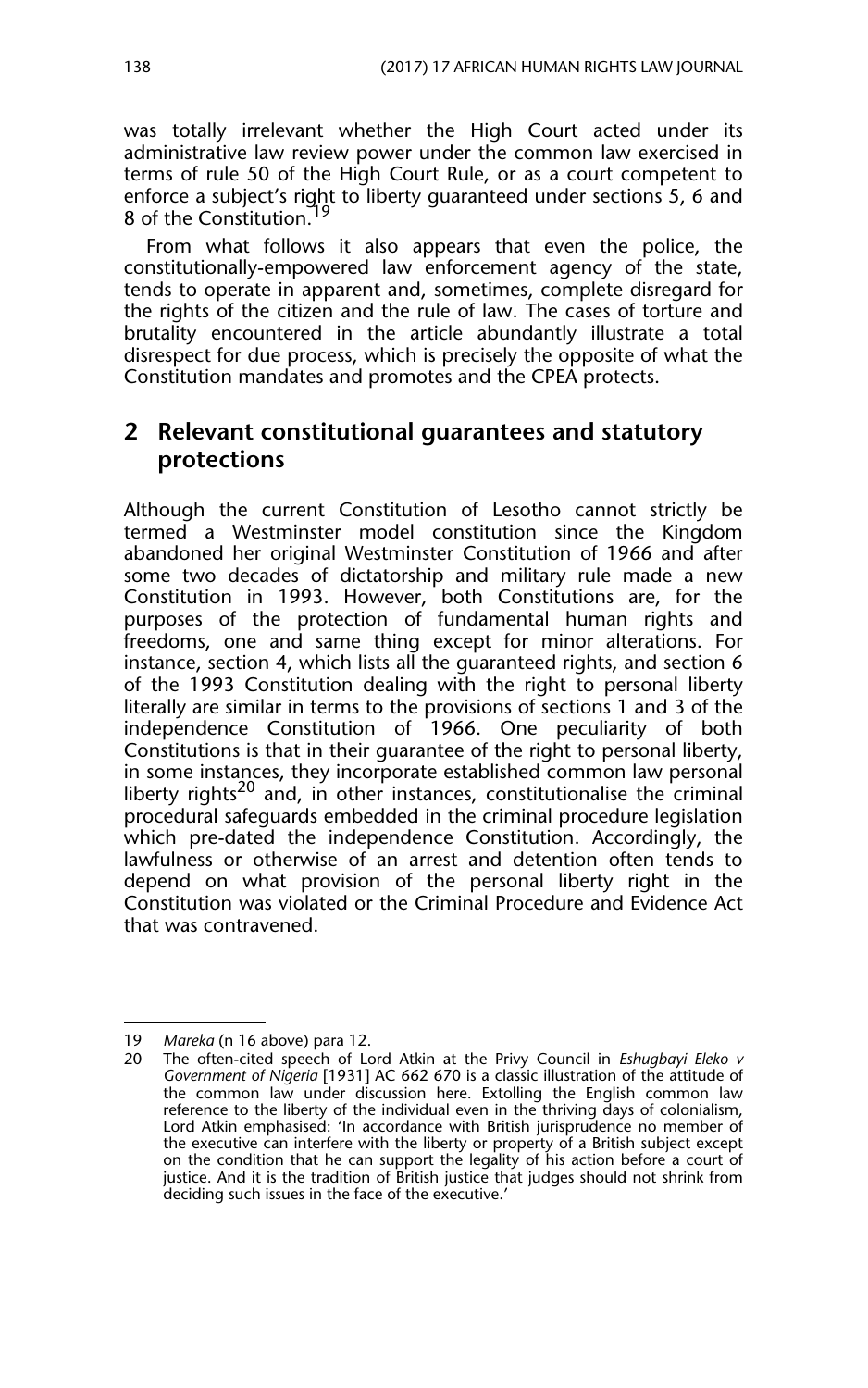was totally irrelevant whether the High Court acted under its administrative law review power under the common law exercised in terms of rule 50 of the High Court Rule, or as a court competent to enforce a subject's right to liberty guaranteed under sections 5, 6 and 8 of the Constitution.[19]

From what follows it also appears that even the police, the constitutionally-empowered law enforcement agency of the state, tends to operate in apparent and, sometimes, complete disregard for the rights of the citizen and the rule of law. The cases of torture and brutality encountered in the article abundantly illustrate a total disrespect for due process, which is precisely the opposite of what the Constitution mandates and promotes and the CPEA protects.

## 2 Relevant constitutional guarantees and statutory protections

Although the current Constitution of Lesotho cannot strictly be termed a Westminster model constitution since the Kingdom abandoned her original Westminster Constitution of 1966 and after some two decades of dictatorship and military rule made a new Constitution in 1993. However, both Constitutions are, for the purposes of the protection of fundamental human rights and freedoms, one and same thing except for minor alterations. For instance, section 4, which lists all the guaranteed rights, and section 6 of the 1993 Constitution dealing with the right to personal liberty literally are similar in terms to the provisions of sections 1 and 3 of the independence Constitution of 1966. One peculiarity of both Constitutions is that in their guarantee of the right to personal liberty, in some instances, they incorporate established common law personal liberty rights[20] and, in other instances, constitutionalise the criminal procedural safeguards embedded in the criminal procedure legislation which pre-dated the independence Constitution. Accordingly, the lawfulness or otherwise of an arrest and detention often tends to depend on what provision of the personal liberty right in the Constitution was violated or the Criminal Procedure and Evidence Act that was contravened.

---

19 *Mareka* (n 16 above) para 12.

20 The often-cited speech of Lord Atkin at the Privy Council in *Eshugbayi Eleko v Government of Nigeria* [1931] AC 662 670 is a classic illustration of the attitude of the common law under discussion here. Extolling the English common law reference to the liberty of the individual even in the thriving days of colonialism, Lord Atkin emphasised: 'In accordance with British jurisprudence no member of the executive can interfere with the liberty or property of a British subject except on the condition that he can support the legality of his action before a court of justice. And it is the tradition of British justice that judges should not shrink from deciding such issues in the face of the executive.'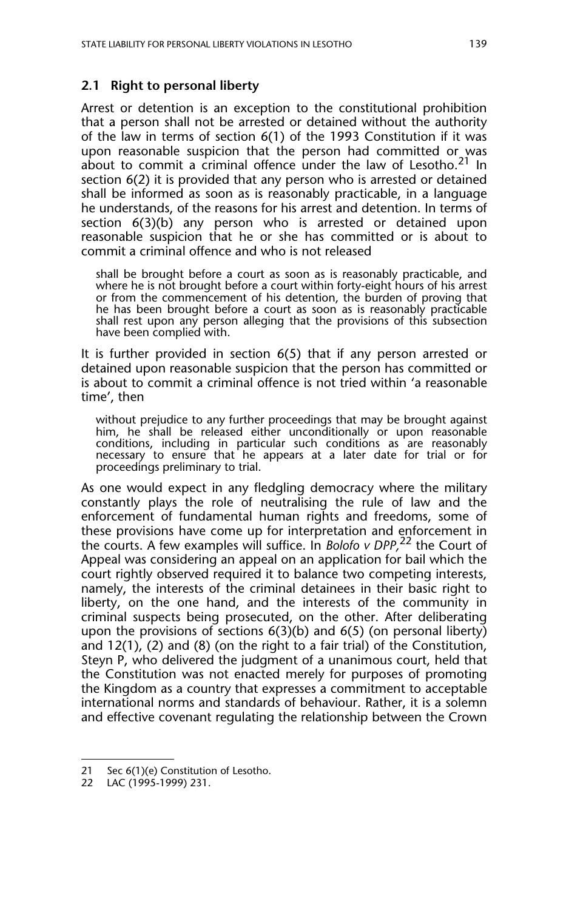### 2.1 Right to personal liberty

Arrest or detention is an exception to the constitutional prohibition that a person shall not be arrested or detained without the authority of the law in terms of section 6(1) of the 1993 Constitution if it was upon reasonable suspicion that the person had committed or was about to commit a criminal offence under the law of Lesotho.[21] In section 6(2) it is provided that any person who is arrested or detained shall be informed as soon as is reasonably practicable, in a language he understands, of the reasons for his arrest and detention. In terms of section 6(3)(b) any person who is arrested or detained upon reasonable suspicion that he or she has committed or is about to commit a criminal offence and who is not released

> shall be brought before a court as soon as is reasonably practicable, and where he is not brought before a court within forty-eight hours of his arrest or from the commencement of his detention, the burden of proving that he has been brought before a court as soon as is reasonably practicable shall rest upon any person alleging that the provisions of this subsection have been complied with.

It is further provided in section 6(5) that if any person arrested or detained upon reasonable suspicion that the person has committed or is about to commit a criminal offence is not tried within 'a reasonable time', then

> without prejudice to any further proceedings that may be brought against him, he shall be released either unconditionally or upon reasonable conditions, including in particular such conditions as are reasonably necessary to ensure that he appears at a later date for trial or for proceedings preliminary to trial.

As one would expect in any fledgling democracy where the military constantly plays the role of neutralising the rule of law and the enforcement of fundamental human rights and freedoms, some of these provisions have come up for interpretation and enforcement in the courts. A few examples will suffice. In *Bolofo v DPP*,[22] the Court of Appeal was considering an appeal on an application for bail which the court rightly observed required it to balance two competing interests, namely, the interests of the criminal detainees in their basic right to liberty, on the one hand, and the interests of the community in criminal suspects being prosecuted, on the other. After deliberating upon the provisions of sections 6(3)(b) and 6(5) (on personal liberty) and 12(1), (2) and (8) (on the right to a fair trial) of the Constitution, Steyn P, who delivered the judgment of a unanimous court, held that the Constitution was not enacted merely for purposes of promoting the Kingdom as a country that expresses a commitment to acceptable international norms and standards of behaviour. Rather, it is a solemn and effective covenant regulating the relationship between the Crown

---

21 Sec 6(1)(e) Constitution of Lesotho.

22 LAC (1995-1999) 231.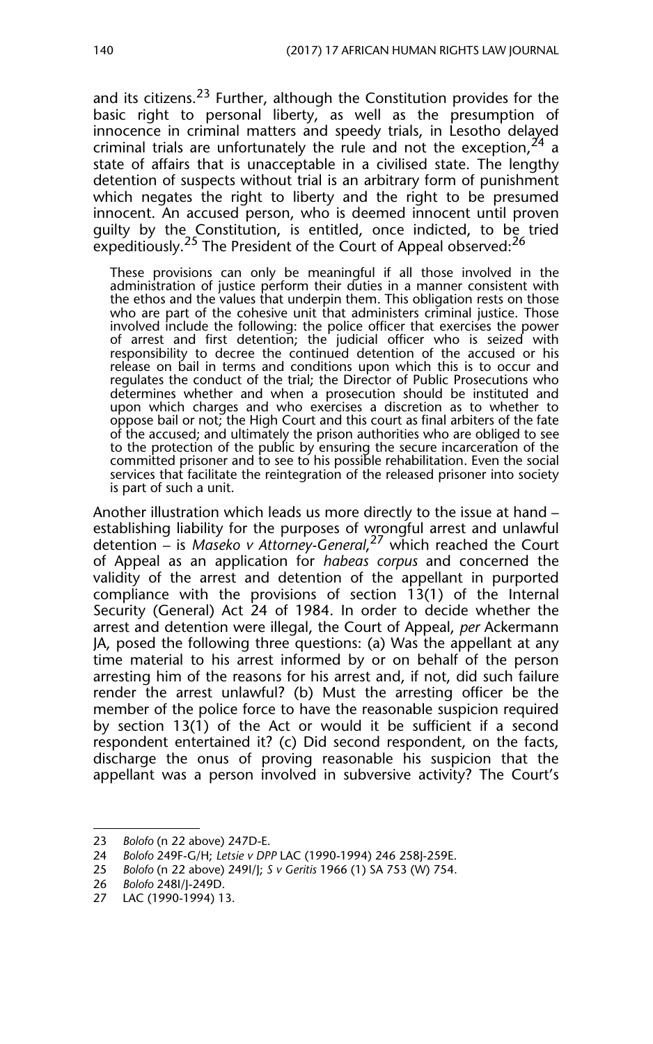and its citizens.[23] Further, although the Constitution provides for the basic right to personal liberty, as well as the presumption of innocence in criminal matters and speedy trials, in Lesotho delayed criminal trials are unfortunately the rule and not the exception,[24] a state of affairs that is unacceptable in a civilised state. The lengthy detention of suspects without trial is an arbitrary form of punishment which negates the right to liberty and the right to be presumed innocent. An accused person, who is deemed innocent until proven guilty by the Constitution, is entitled, once indicted, to be tried expeditiously.[25] The President of the Court of Appeal observed:[26]

> These provisions can only be meaningful if all those involved in the administration of justice perform their duties in a manner consistent with the ethos and the values that underpin them. This obligation rests on those who are part of the cohesive unit that administers criminal justice. Those involved include the following: the police officer that exercises the power of arrest and first detention; the judicial officer who is seized with responsibility to decree the continued detention of the accused or his release on bail in terms and conditions upon which this is to occur and regulates the conduct of the trial; the Director of Public Prosecutions who determines whether and when a prosecution should be instituted and upon which charges and who exercises a discretion as to whether to oppose bail or not; the High Court and this court as final arbiters of the fate of the accused; and ultimately the prison authorities who are obliged to see to the protection of the public by ensuring the secure incarceration of the committed prisoner and to see to his possible rehabilitation. Even the social services that facilitate the reintegration of the released prisoner into society is part of such a unit.

Another illustration which leads us more directly to the issue at hand – establishing liability for the purposes of wrongful arrest and unlawful detention – is *Maseko v Attorney-General*,[27] which reached the Court of Appeal as an application for *habeas corpus* and concerned the validity of the arrest and detention of the appellant in purported compliance with the provisions of section 13(1) of the Internal Security (General) Act 24 of 1984. In order to decide whether the arrest and detention were illegal, the Court of Appeal, *per* Ackermann JA, posed the following three questions: (a) Was the appellant at any time material to his arrest informed by or on behalf of the person arresting him of the reasons for his arrest and, if not, did such failure render the arrest unlawful? (b) Must the arresting officer be the member of the police force to have the reasonable suspicion required by section 13(1) of the Act or would it be sufficient if a second respondent entertained it? (c) Did second respondent, on the facts, discharge the onus of proving reasonable his suspicion that the appellant was a person involved in subversive activity? The Court's

---

23 *Bolofo* (n 22 above) 247D-E.

24 *Bolofo* 249F-G/H; *Letsie v DPP* LAC (1990-1994) 246 258J-259E.

25 *Bolofo* (n 22 above) 249I/J; *S v Geritis* 1966 (1) SA 753 (W) 754.

26 *Bolofo* 248I/J-249D.

27 LAC (1990-1994) 13.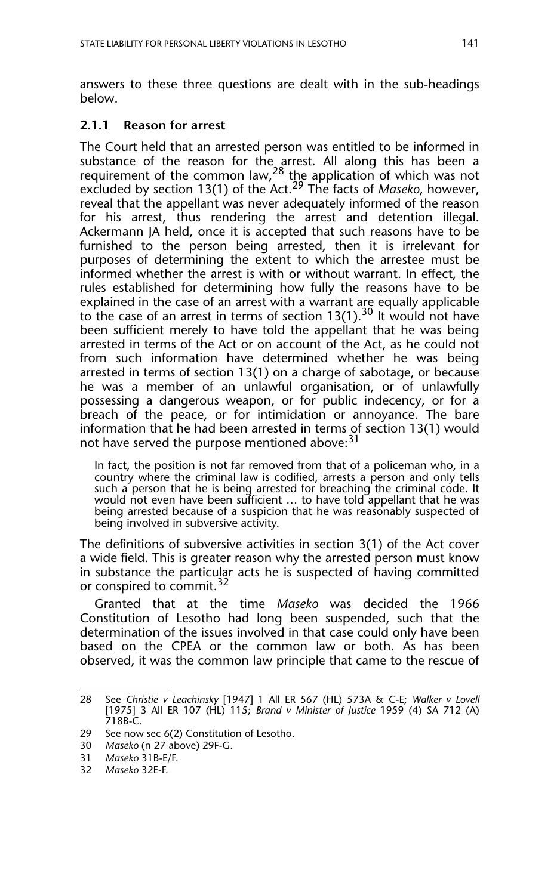answers to these three questions are dealt with in the sub-headings below.

### 2.1.1 Reason for arrest

The Court held that an arrested person was entitled to be informed in substance of the reason for the arrest. All along this has been a requirement of the common law,[28] the application of which was not excluded by section 13(1) of the Act.[29] The facts of *Maseko*, however, reveal that the appellant was never adequately informed of the reason for his arrest, thus rendering the arrest and detention illegal. Ackermann JA held, once it is accepted that such reasons have to be furnished to the person being arrested, then it is irrelevant for purposes of determining the extent to which the arrestee must be informed whether the arrest is with or without warrant. In effect, the rules established for determining how fully the reasons have to be explained in the case of an arrest with a warrant are equally applicable to the case of an arrest in terms of section 13(1).[30] It would not have been sufficient merely to have told the appellant that he was being arrested in terms of the Act or on account of the Act, as he could not from such information have determined whether he was being arrested in terms of section 13(1) on a charge of sabotage, or because he was a member of an unlawful organisation, or of unlawfully possessing a dangerous weapon, or for public indecency, or for a breach of the peace, or for intimidation or annoyance. The bare information that he had been arrested in terms of section 13(1) would not have served the purpose mentioned above:[31]

> In fact, the position is not far removed from that of a policeman who, in a country where the criminal law is codified, arrests a person and only tells such a person that he is being arrested for breaching the criminal code. It would not even have been sufficient … to have told appellant that he was being arrested because of a suspicion that he was reasonably suspected of being involved in subversive activity.

The definitions of subversive activities in section 3(1) of the Act cover a wide field. This is greater reason why the arrested person must know in substance the particular acts he is suspected of having committed or conspired to commit.[32]

Granted that at the time *Maseko* was decided the 1966 Constitution of Lesotho had long been suspended, such that the determination of the issues involved in that case could only have been based on the CPEA or the common law or both. As has been observed, it was the common law principle that came to the rescue of

---

28 See *Christie v Leachinsky* [1947] 1 All ER 567 (HL) 573A & C-E; *Walker v Lovell* [1975] 3 All ER 107 (HL) 115; *Brand v Minister of Justice* 1959 (4) SA 712 (A) 718B-C.

29 See now sec 6(2) Constitution of Lesotho.

30 *Maseko* (n 27 above) 29F-G.

31 *Maseko* 31B-E/F.

32 *Maseko* 32E-F.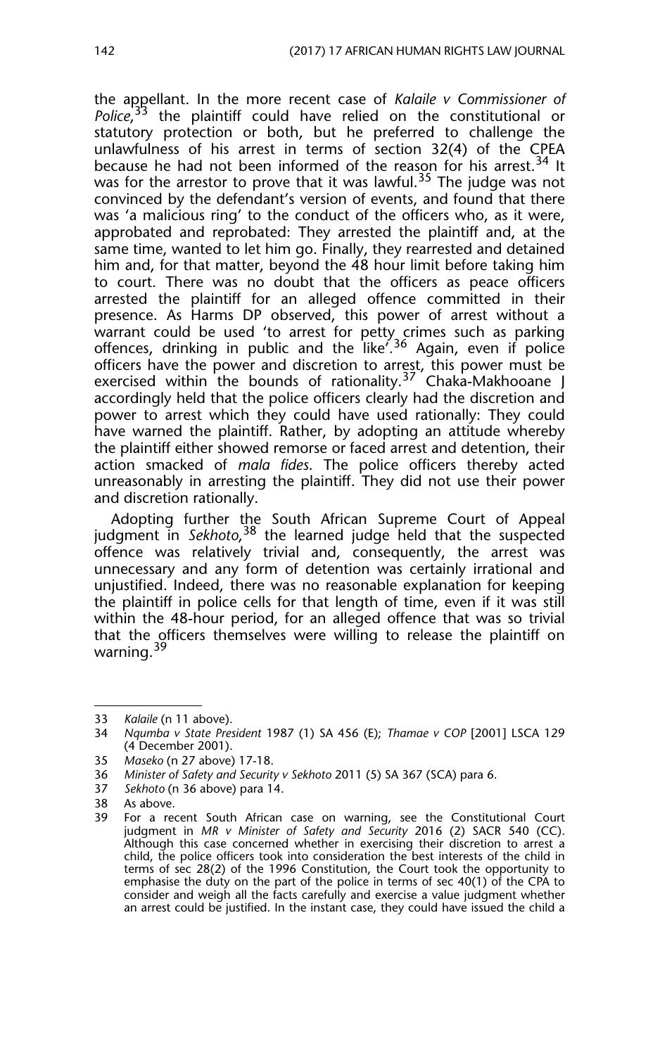the appellant. In the more recent case of *Kalaile v Commissioner of Police*,[33] the plaintiff could have relied on the constitutional or statutory protection or both, but he preferred to challenge the unlawfulness of his arrest in terms of section 32(4) of the CPEA because he had not been informed of the reason for his arrest.[34] It was for the arrestor to prove that it was lawful.[35] The judge was not convinced by the defendant's version of events, and found that there was 'a malicious ring' to the conduct of the officers who, as it were, approbated and reprobated: They arrested the plaintiff and, at the same time, wanted to let him go. Finally, they rearrested and detained him and, for that matter, beyond the 48 hour limit before taking him to court. There was no doubt that the officers as peace officers arrested the plaintiff for an alleged offence committed in their presence. As Harms DP observed, this power of arrest without a warrant could be used 'to arrest for petty crimes such as parking offences, drinking in public and the like'.[36] Again, even if police officers have the power and discretion to arrest, this power must be exercised within the bounds of rationality.[37] Chaka-Makhooane J accordingly held that the police officers clearly had the discretion and power to arrest which they could have used rationally: They could have warned the plaintiff. Rather, by adopting an attitude whereby the plaintiff either showed remorse or faced arrest and detention, their action smacked of *mala fides*. The police officers thereby acted unreasonably in arresting the plaintiff. They did not use their power and discretion rationally.

Adopting further the South African Supreme Court of Appeal judgment in *Sekhoto*,[38] the learned judge held that the suspected offence was relatively trivial and, consequently, the arrest was unnecessary and any form of detention was certainly irrational and unjustified. Indeed, there was no reasonable explanation for keeping the plaintiff in police cells for that length of time, even if it was still within the 48-hour period, for an alleged offence that was so trivial that the officers themselves were willing to release the plaintiff on warning.[39]

---

33 *Kalaile* (n 11 above).

34 *Nqumba v State President* 1987 (1) SA 456 (E); *Thamae v COP* [2001] LSCA 129 (4 December 2001).

35 *Maseko* (n 27 above) 17-18.

36 *Minister of Safety and Security v Sekhoto* 2011 (5) SA 367 (SCA) para 6.

37 *Sekhoto* (n 36 above) para 14.

38 As above.

39 For a recent South African case on warning, see the Constitutional Court judgment in *MR v Minister of Safety and Security* 2016 (2) SACR 540 (CC). Although this case concerned whether in exercising their discretion to arrest a child, the police officers took into consideration the best interests of the child in terms of sec 28(2) of the 1996 Constitution, the Court took the opportunity to emphasise the duty on the part of the police in terms of sec 40(1) of the CPA to consider and weigh all the facts carefully and exercise a value judgment whether an arrest could be justified. In the instant case, they could have issued the child a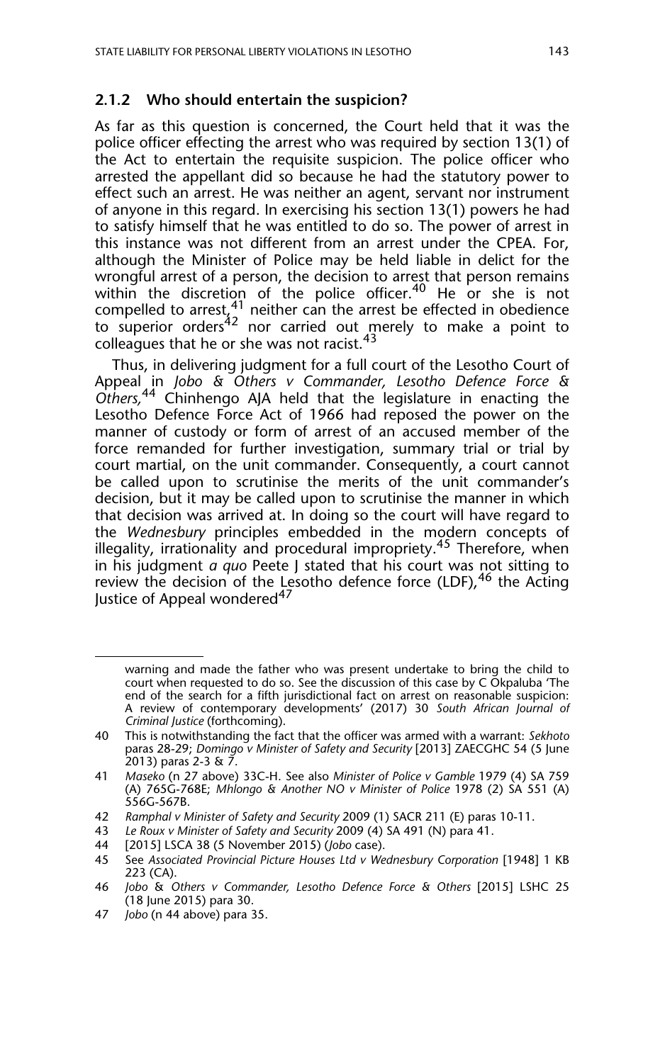### 2.1.2 Who should entertain the suspicion?

As far as this question is concerned, the Court held that it was the police officer effecting the arrest who was required by section 13(1) of the Act to entertain the requisite suspicion. The police officer who arrested the appellant did so because he had the statutory power to effect such an arrest. He was neither an agent, servant nor instrument of anyone in this regard. In exercising his section 13(1) powers he had to satisfy himself that he was entitled to do so. The power of arrest in this instance was not different from an arrest under the CPEA. For, although the Minister of Police may be held liable in delict for the wrongful arrest of a person, the decision to arrest that person remains within the discretion of the police officer.[40] He or she is not compelled to arrest,[41] neither can the arrest be effected in obedience to superior orders[42] nor carried out merely to make a point to colleagues that he or she was not racist.[43]

Thus, in delivering judgment for a full court of the Lesotho Court of Appeal in *Jobo & Others v Commander, Lesotho Defence Force & Others,*[44] Chinhengo AJA held that the legislature in enacting the Lesotho Defence Force Act of 1966 had reposed the power on the manner of custody or form of arrest of an accused member of the force remanded for further investigation, summary trial or trial by court martial, on the unit commander. Consequently, a court cannot be called upon to scrutinise the merits of the unit commander's decision, but it may be called upon to scrutinise the manner in which that decision was arrived at. In doing so the court will have regard to the *Wednesbury* principles embedded in the modern concepts of illegality, irrationality and procedural impropriety.[45] Therefore, when in his judgment *a quo* Peete J stated that his court was not sitting to review the decision of the Lesotho defence force (LDF),[46] the Acting Justice of Appeal wondered[47]

---

warning and made the father who was present undertake to bring the child to court when requested to do so. See the discussion of this case by C Okpaluba 'The end of the search for a fifth jurisdictional fact on arrest on reasonable suspicion: A review of contemporary developments' (2017) 30 *South African Journal of Criminal Justice* (forthcoming).

40 This is notwithstanding the fact that the officer was armed with a warrant: *Sekhoto* paras 28-29; *Domingo v Minister of Safety and Security* [2013] ZAECGHC 54 (5 June 2013) paras 2-3 & 7.

41 *Maseko* (n 27 above) 33C-H. See also *Minister of Police v Gamble* 1979 (4) SA 759 (A) 765G-768E; *Mhlongo & Another NO v Minister of Police* 1978 (2) SA 551 (A) 556G-567B.

42 *Ramphal v Minister of Safety and Security* 2009 (1) SACR 211 (E) paras 10-11.

43 *Le Roux v Minister of Safety and Security* 2009 (4) SA 491 (N) para 41.

44 [2015] LSCA 38 (5 November 2015) (*Jobo* case).

45 See *Associated Provincial Picture Houses Ltd v Wednesbury Corporation* [1948] 1 KB 223 (CA).

46 *Jobo & Others v Commander, Lesotho Defence Force & Others* [2015] LSHC 25 (18 June 2015) para 30.

47 *Jobo* (n 44 above) para 35.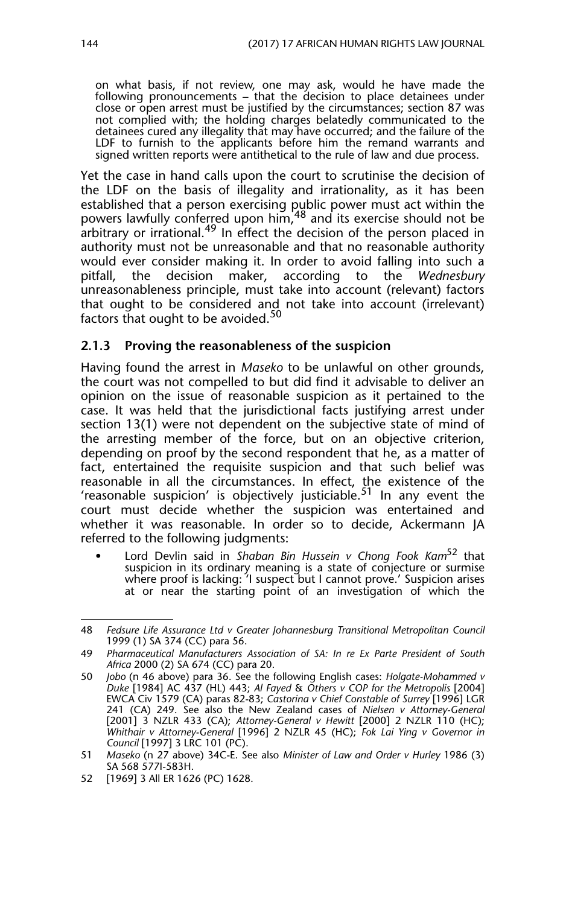on what basis, if not review, one may ask, would he have made the following pronouncements – that the decision to place detainees under close or open arrest must be justified by the circumstances; section 87 was not complied with; the holding charges belatedly communicated to the detainees cured any illegality that may have occurred; and the failure of the LDF to furnish to the applicants before him the remand warrants and signed written reports were antithetical to the rule of law and due process.

Yet the case in hand calls upon the court to scrutinise the decision of the LDF on the basis of illegality and irrationality, as it has been established that a person exercising public power must act within the powers lawfully conferred upon him,[48] and its exercise should not be arbitrary or irrational.[49] In effect the decision of the person placed in authority must not be unreasonable and that no reasonable authority would ever consider making it. In order to avoid falling into such a pitfall, the decision maker, according to the *Wednesbury* unreasonableness principle, must take into account (relevant) factors that ought to be considered and not take into account (irrelevant) factors that ought to be avoided.[50]

### 2.1.3 Proving the reasonableness of the suspicion

Having found the arrest in *Maseko* to be unlawful on other grounds, the court was not compelled to but did find it advisable to deliver an opinion on the issue of reasonable suspicion as it pertained to the case. It was held that the jurisdictional facts justifying arrest under section 13(1) were not dependent on the subjective state of mind of the arresting member of the force, but on an objective criterion, depending on proof by the second respondent that he, as a matter of fact, entertained the requisite suspicion and that such belief was reasonable in all the circumstances. In effect, the existence of the 'reasonable suspicion' is objectively justiciable.[51] In any event the court must decide whether the suspicion was entertained and whether it was reasonable. In order so to decide, Ackermann JA referred to the following judgments:

- Lord Devlin said in *Shaban Bin Hussein v Chong Fook Kam*[52] that suspicion in its ordinary meaning is a state of conjecture or surmise where proof is lacking: 'I suspect but I cannot prove.' Suspicion arises at or near the starting point of an investigation of which the

---

48 *Fedsure Life Assurance Ltd v Greater Johannesburg Transitional Metropolitan Council* 1999 (1) SA 374 (CC) para 56.

49 *Pharmaceutical Manufacturers Association of SA: In re Ex Parte President of South Africa* 2000 (2) SA 674 (CC) para 20.

50 *Jobo* (n 46 above) para 36. See the following English cases: *Holgate-Mohammed v Duke* [1984] AC 437 (HL) 443; *Al Fayed & Others v COP for the Metropolis* [2004] EWCA Civ 1579 (CA) paras 82-83; *Castorina v Chief Constable of Surrey* [1996] LGR 241 (CA) 249. See also the New Zealand cases of *Nielsen v Attorney-General* [2001] 3 NZLR 433 (CA); *Attorney-General v Hewitt* [2000] 2 NZLR 110 (HC); *Whithair v Attorney-General* [1996] 2 NZLR 45 (HC); *Fok Lai Ying v Governor in Council* [1997] 3 LRC 101 (PC).

51 *Maseko* (n 27 above) 34C-E. See also *Minister of Law and Order v Hurley* 1986 (3) SA 568 577I-583H.

52 [1969] 3 All ER 1626 (PC) 1628.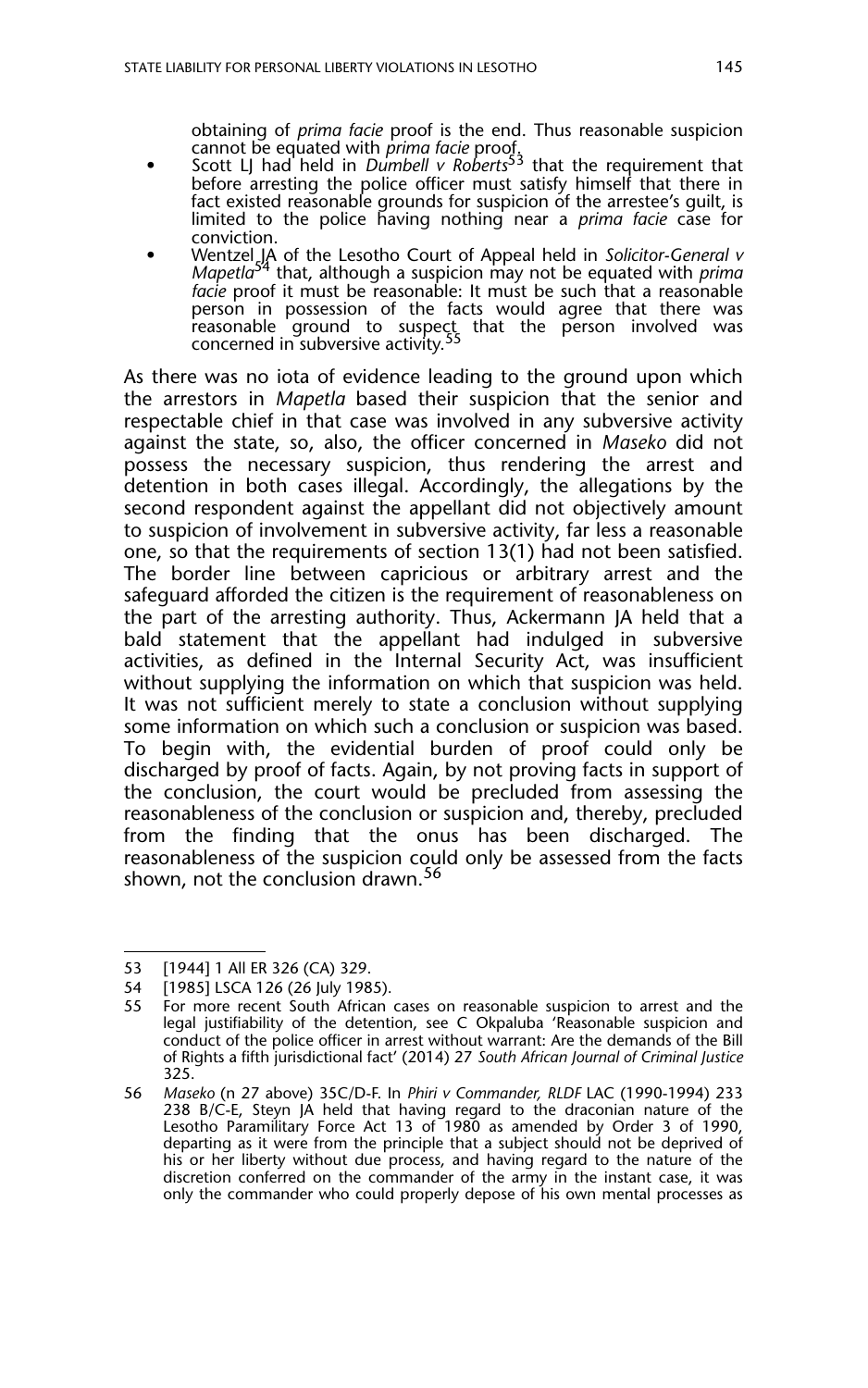obtaining of *prima facie* proof is the end. Thus reasonable suspicion cannot be equated with *prima facie* proof.

- Scott LJ had held in *Dumbell v Roberts*[53] that the requirement that before arresting the police officer must satisfy himself that there in fact existed reasonable grounds for suspicion of the arrestee's guilt, is limited to the police having nothing near a *prima facie* case for conviction.
- Wentzel JA of the Lesotho Court of Appeal held in *Solicitor-General v Mapetla*[54] that, although a suspicion may not be equated with *prima facie* proof it must be reasonable: It must be such that a reasonable person in possession of the facts would agree that there was reasonable ground to suspect that the person involved was concerned in subversive activity.[55]

As there was no iota of evidence leading to the ground upon which the arrestors in *Mapetla* based their suspicion that the senior and respectable chief in that case was involved in any subversive activity against the state, so, also, the officer concerned in *Maseko* did not possess the necessary suspicion, thus rendering the arrest and detention in both cases illegal. Accordingly, the allegations by the second respondent against the appellant did not objectively amount to suspicion of involvement in subversive activity, far less a reasonable one, so that the requirements of section 13(1) had not been satisfied. The border line between capricious or arbitrary arrest and the safeguard afforded the citizen is the requirement of reasonableness on the part of the arresting authority. Thus, Ackermann JA held that a bald statement that the appellant had indulged in subversive activities, as defined in the Internal Security Act, was insufficient without supplying the information on which that suspicion was held. It was not sufficient merely to state a conclusion without supplying some information on which such a conclusion or suspicion was based. To begin with, the evidential burden of proof could only be discharged by proof of facts. Again, by not proving facts in support of the conclusion, the court would be precluded from assessing the reasonableness of the conclusion or suspicion and, thereby, precluded from the finding that the onus has been discharged. The reasonableness of the suspicion could only be assessed from the facts shown, not the conclusion drawn.[56]

---

53 [1944] 1 All ER 326 (CA) 329.

54 [1985] LSCA 126 (26 July 1985).

55 For more recent South African cases on reasonable suspicion to arrest and the legal justifiability of the detention, see C Okpaluba 'Reasonable suspicion and conduct of the police officer in arrest without warrant: Are the demands of the Bill of Rights a fifth jurisdictional fact' (2014) 27 *South African Journal of Criminal Justice* 325.

56 *Maseko* (n 27 above) 35C/D-F. In *Phiri v Commander, RLDF* LAC (1990-1994) 233 238 B/C-E, Steyn JA held that having regard to the draconian nature of the Lesotho Paramilitary Force Act 13 of 1980 as amended by Order 3 of 1990, departing as it were from the principle that a subject should not be deprived of his or her liberty without due process, and having regard to the nature of the discretion conferred on the commander of the army in the instant case, it was only the commander who could properly depose of his own mental processes as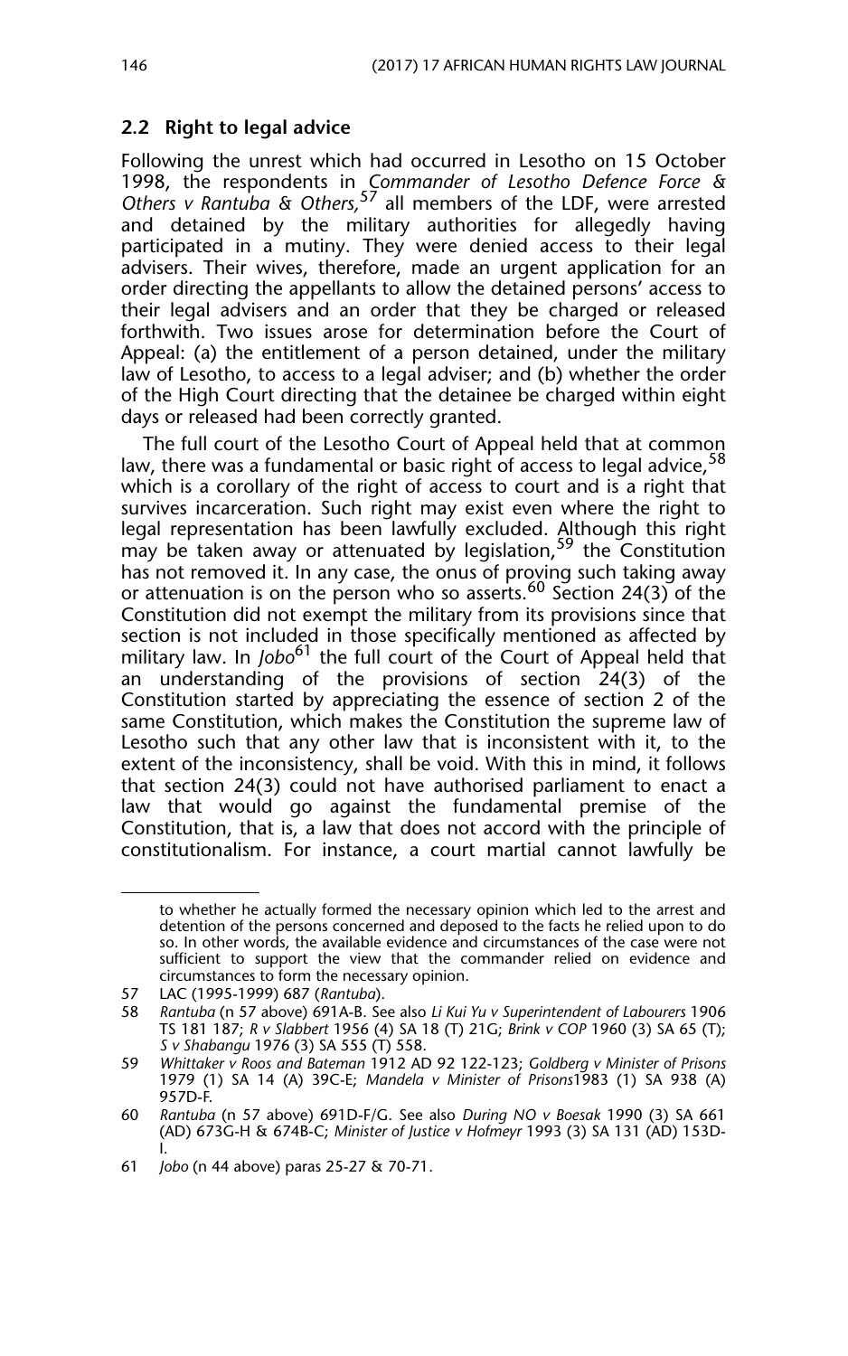### 2.2 Right to legal advice

Following the unrest which had occurred in Lesotho on 15 October 1998, the respondents in *Commander of Lesotho Defence Force & Others v Rantuba & Others,*[57] all members of the LDF, were arrested and detained by the military authorities for allegedly having participated in a mutiny. They were denied access to their legal advisers. Their wives, therefore, made an urgent application for an order directing the appellants to allow the detained persons' access to their legal advisers and an order that they be charged or released forthwith. Two issues arose for determination before the Court of Appeal: (a) the entitlement of a person detained, under the military law of Lesotho, to access to a legal adviser; and (b) whether the order of the High Court directing that the detainee be charged within eight days or released had been correctly granted.

The full court of the Lesotho Court of Appeal held that at common law, there was a fundamental or basic right of access to legal advice,[58] which is a corollary of the right of access to court and is a right that survives incarceration. Such right may exist even where the right to legal representation has been lawfully excluded. Although this right may be taken away or attenuated by legislation,[59] the Constitution has not removed it. In any case, the onus of proving such taking away or attenuation is on the person who so asserts.[60] Section 24(3) of the Constitution did not exempt the military from its provisions since that section is not included in those specifically mentioned as affected by military law. In *Jobo*[61] the full court of the Court of Appeal held that an understanding of the provisions of section 24(3) of the Constitution started by appreciating the essence of section 2 of the same Constitution, which makes the Constitution the supreme law of Lesotho such that any other law that is inconsistent with it, to the extent of the inconsistency, shall be void. With this in mind, it follows that section 24(3) could not have authorised parliament to enact a law that would go against the fundamental premise of the Constitution, that is, a law that does not accord with the principle of constitutionalism. For instance, a court martial cannot lawfully be

---

to whether he actually formed the necessary opinion which led to the arrest and detention of the persons concerned and deposed to the facts he relied upon to do so. In other words, the available evidence and circumstances of the case were not sufficient to support the view that the commander relied on evidence and circumstances to form the necessary opinion.

57 LAC (1995-1999) 687 (*Rantuba*).

58 *Rantuba* (n 57 above) 691A-B. See also *Li Kui Yu v Superintendent of Labourers* 1906 TS 181 187; *R v Slabbert* 1956 (4) SA 18 (T) 21G; *Brink v COP* 1960 (3) SA 65 (T); *S v Shabangu* 1976 (3) SA 555 (T) 558.

59 *Whittaker v Roos and Bateman* 1912 AD 92 122-123; *Goldberg v Minister of Prisons* 1979 (1) SA 14 (A) 39C-E; *Mandela v Minister of Prisons*1983 (1) SA 938 (A) 957D-F.

60 *Rantuba* (n 57 above) 691D-F/G. See also *During NO v Boesak* 1990 (3) SA 661 (AD) 673G-H & 674B-C; *Minister of Justice v Hofmeyr* 1993 (3) SA 131 (AD) 153D-I.

61 *Jobo* (n 44 above) paras 25-27 & 70-71.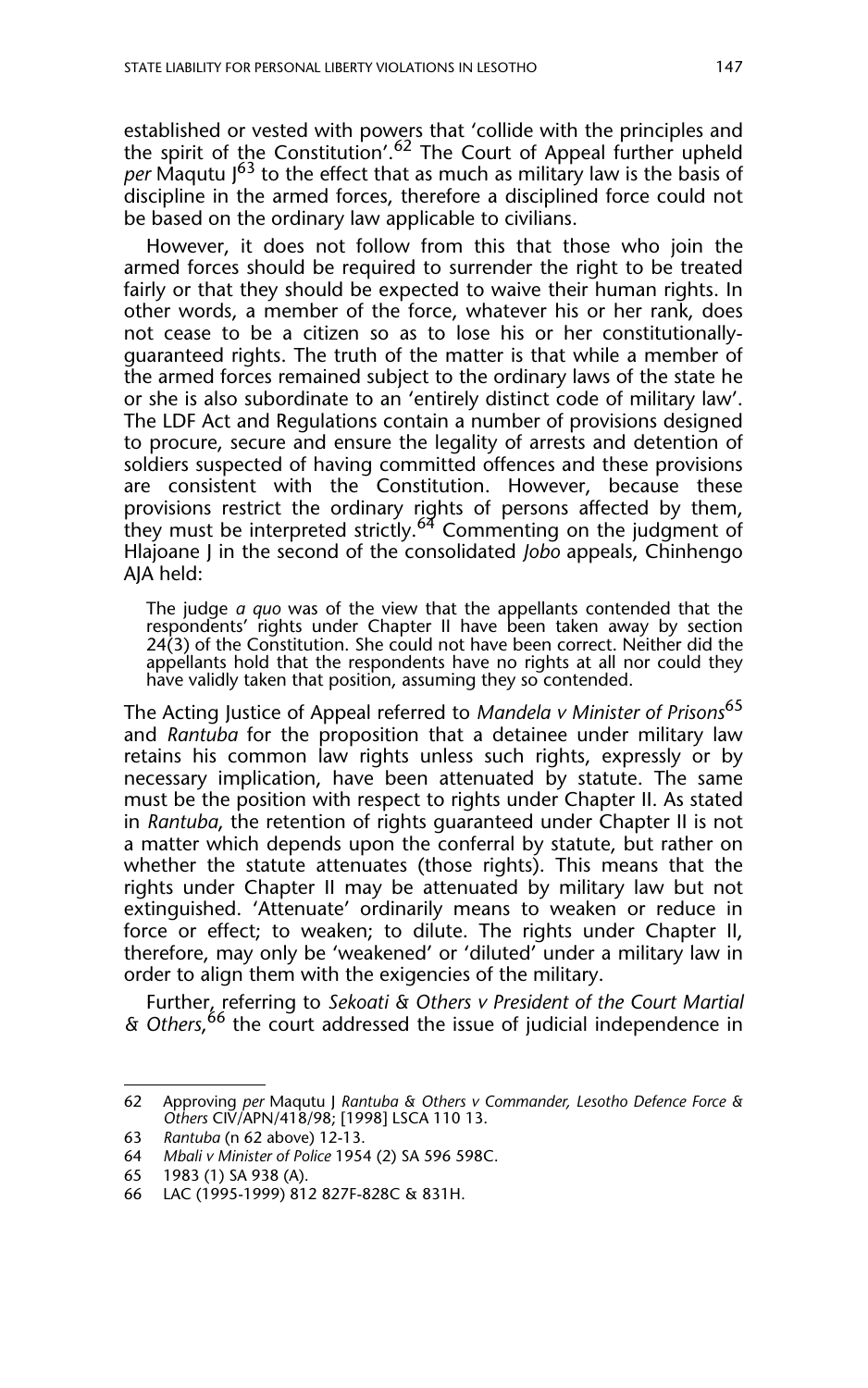established or vested with powers that 'collide with the principles and the spirit of the Constitution'.[62] The Court of Appeal further upheld *per* Maqutu J[63] to the effect that as much as military law is the basis of discipline in the armed forces, therefore a disciplined force could not be based on the ordinary law applicable to civilians.

However, it does not follow from this that those who join the armed forces should be required to surrender the right to be treated fairly or that they should be expected to waive their human rights. In other words, a member of the force, whatever his or her rank, does not cease to be a citizen so as to lose his or her constitutionally-guaranteed rights. The truth of the matter is that while a member of the armed forces remained subject to the ordinary laws of the state he or she is also subordinate to an 'entirely distinct code of military law'. The LDF Act and Regulations contain a number of provisions designed to procure, secure and ensure the legality of arrests and detention of soldiers suspected of having committed offences and these provisions are consistent with the Constitution. However, because these provisions restrict the ordinary rights of persons affected by them, they must be interpreted strictly.[64] Commenting on the judgment of Hlajoane J in the second of the consolidated *Jobo* appeals, Chinhengo AJA held:

> The judge *a quo* was of the view that the appellants contended that the respondents' rights under Chapter II have been taken away by section 24(3) of the Constitution. She could not have been correct. Neither did the appellants hold that the respondents have no rights at all nor could they have validly taken that position, assuming they so contended.

The Acting Justice of Appeal referred to *Mandela v Minister of Prisons*[65] and *Rantuba* for the proposition that a detainee under military law retains his common law rights unless such rights, expressly or by necessary implication, have been attenuated by statute. The same must be the position with respect to rights under Chapter II. As stated in *Rantuba*, the retention of rights guaranteed under Chapter II is not a matter which depends upon the conferral by statute, but rather on whether the statute attenuates (those rights). This means that the rights under Chapter II may be attenuated by military law but not extinguished. 'Attenuate' ordinarily means to weaken or reduce in force or effect; to weaken; to dilute. The rights under Chapter II, therefore, may only be 'weakened' or 'diluted' under a military law in order to align them with the exigencies of the military.

Further, referring to *Sekoati & Others v President of the Court Martial & Others*,[66] the court addressed the issue of judicial independence in

---

62 Approving *per* Maqutu J *Rantuba & Others v Commander, Lesotho Defence Force & Others* CIV/APN/418/98; [1998] LSCA 110 13.

63 *Rantuba* (n 62 above) 12-13.

64 *Mbali v Minister of Police* 1954 (2) SA 596 598C.

65 1983 (1) SA 938 (A).

66 LAC (1995-1999) 812 827F-828C & 831H.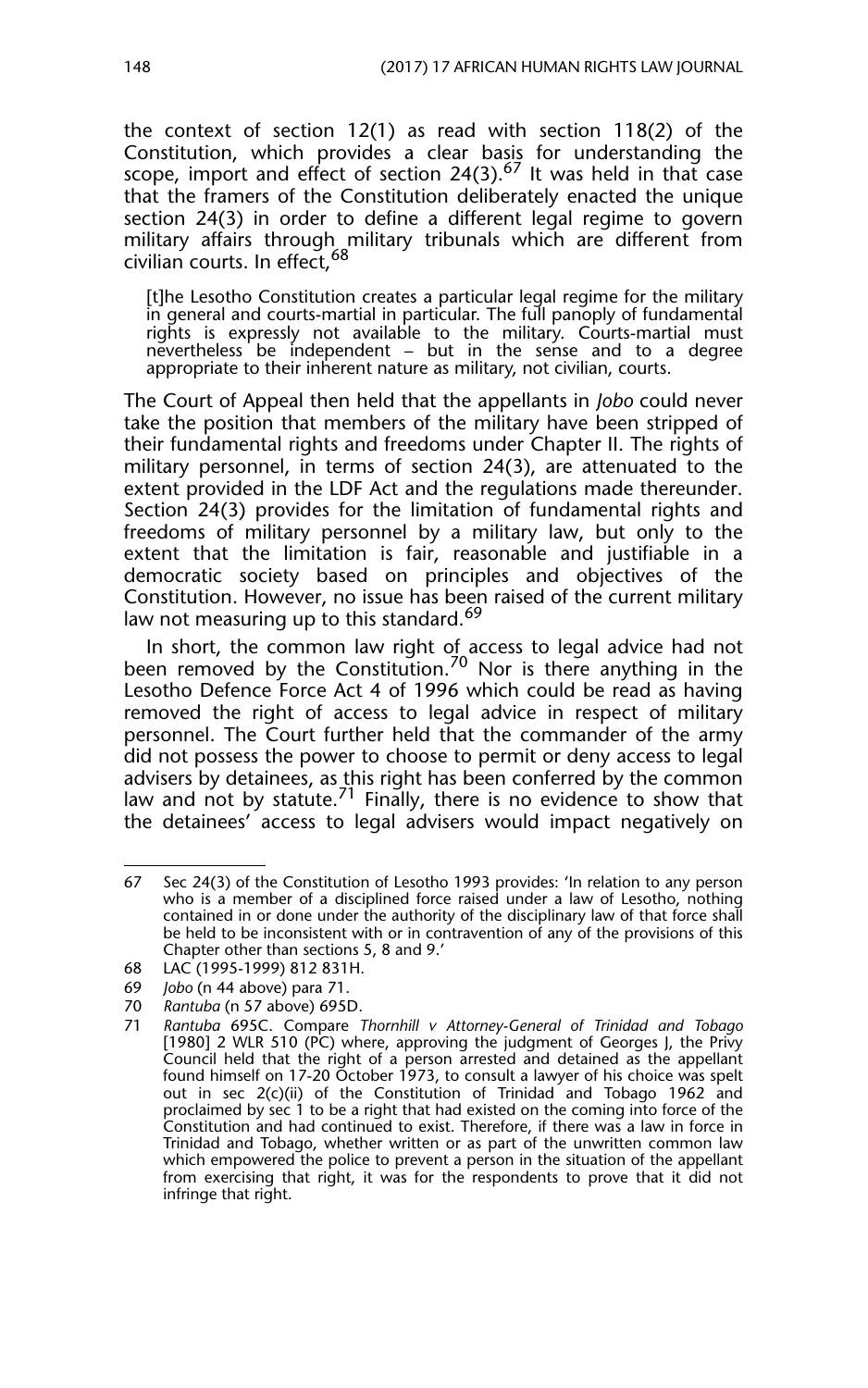the context of section 12(1) as read with section 118(2) of the Constitution, which provides a clear basis for understanding the scope, import and effect of section 24(3).[67] It was held in that case that the framers of the Constitution deliberately enacted the unique section 24(3) in order to define a different legal regime to govern military affairs through military tribunals which are different from civilian courts. In effect,[68]

> [t]he Lesotho Constitution creates a particular legal regime for the military in general and courts-martial in particular. The full panoply of fundamental rights is expressly not available to the military. Courts-martial must nevertheless be independent – but in the sense and to a degree appropriate to their inherent nature as military, not civilian, courts.

The Court of Appeal then held that the appellants in *Jobo* could never take the position that members of the military have been stripped of their fundamental rights and freedoms under Chapter II. The rights of military personnel, in terms of section 24(3), are attenuated to the extent provided in the LDF Act and the regulations made thereunder. Section 24(3) provides for the limitation of fundamental rights and freedoms of military personnel by a military law, but only to the extent that the limitation is fair, reasonable and justifiable in a democratic society based on principles and objectives of the Constitution. However, no issue has been raised of the current military law not measuring up to this standard.[69]

In short, the common law right of access to legal advice had not been removed by the Constitution.[70] Nor is there anything in the Lesotho Defence Force Act 4 of 1996 which could be read as having removed the right of access to legal advice in respect of military personnel. The Court further held that the commander of the army did not possess the power to choose to permit or deny access to legal advisers by detainees, as this right has been conferred by the common law and not by statute.[71] Finally, there is no evidence to show that the detainees' access to legal advisers would impact negatively on

---

67 Sec 24(3) of the Constitution of Lesotho 1993 provides: 'In relation to any person who is a member of a disciplined force raised under a law of Lesotho, nothing contained in or done under the authority of the disciplinary law of that force shall be held to be inconsistent with or in contravention of any of the provisions of this Chapter other than sections 5, 8 and 9.'

68 LAC (1995-1999) 812 831H.

69 *Jobo* (n 44 above) para 71.

70 *Rantuba* (n 57 above) 695D.

71 *Rantuba* 695C. Compare *Thornhill v Attorney-General of Trinidad and Tobago* [1980] 2 WLR 510 (PC) where, approving the judgment of Georges J, the Privy Council held that the right of a person arrested and detained as the appellant found himself on 17-20 October 1973, to consult a lawyer of his choice was spelt out in sec 2(c)(ii) of the Constitution of Trinidad and Tobago 1962 and proclaimed by sec 1 to be a right that had existed on the coming into force of the Constitution and had continued to exist. Therefore, if there was a law in force in Trinidad and Tobago, whether written or as part of the unwritten common law which empowered the police to prevent a person in the situation of the appellant from exercising that right, it was for the respondents to prove that it did not infringe that right.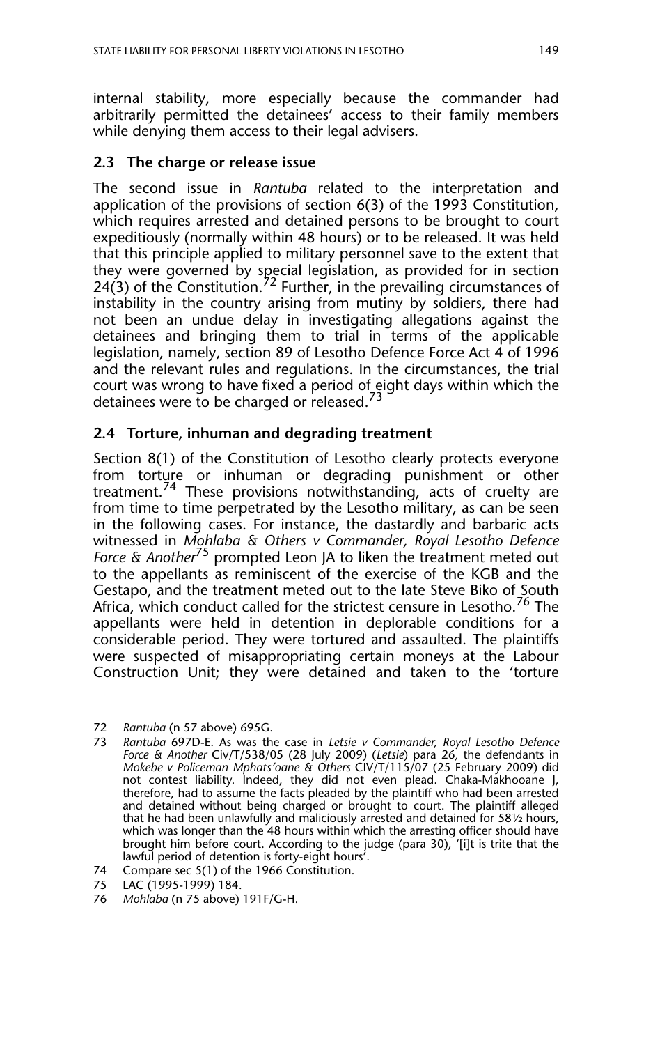internal stability, more especially because the commander had arbitrarily permitted the detainees' access to their family members while denying them access to their legal advisers.

### 2.3 The charge or release issue

The second issue in *Rantuba* related to the interpretation and application of the provisions of section 6(3) of the 1993 Constitution, which requires arrested and detained persons to be brought to court expeditiously (normally within 48 hours) or to be released. It was held that this principle applied to military personnel save to the extent that they were governed by special legislation, as provided for in section 24(3) of the Constitution.[72] Further, in the prevailing circumstances of instability in the country arising from mutiny by soldiers, there had not been an undue delay in investigating allegations against the detainees and bringing them to trial in terms of the applicable legislation, namely, section 89 of Lesotho Defence Force Act 4 of 1996 and the relevant rules and regulations. In the circumstances, the trial court was wrong to have fixed a period of eight days within which the detainees were to be charged or released.[73]

### 2.4 Torture, inhuman and degrading treatment

Section 8(1) of the Constitution of Lesotho clearly protects everyone from torture or inhuman or degrading punishment or other treatment.[74] These provisions notwithstanding, acts of cruelty are from time to time perpetrated by the Lesotho military, as can be seen in the following cases. For instance, the dastardly and barbaric acts witnessed in *Mohlaba & Others v Commander, Royal Lesotho Defence Force & Another*[75] prompted Leon JA to liken the treatment meted out to the appellants as reminiscent of the exercise of the KGB and the Gestapo, and the treatment meted out to the late Steve Biko of South Africa, which conduct called for the strictest censure in Lesotho.[76] The appellants were held in detention in deplorable conditions for a considerable period. They were tortured and assaulted. The plaintiffs were suspected of misappropriating certain moneys at the Labour Construction Unit; they were detained and taken to the 'torture

---

72 *Rantuba* (n 57 above) 695G.

73 *Rantuba* 697D-E. As was the case in *Letsie v Commander, Royal Lesotho Defence Force & Another* Civ/T/538/05 (28 July 2009) (*Letsie*) para 26, the defendants in *Mokebe v Policeman Mphats'oane & Others* CIV/T/115/07 (25 February 2009) did not contest liability. Indeed, they did not even plead. Chaka-Makhooane J, therefore, had to assume the facts pleaded by the plaintiff who had been arrested and detained without being charged or brought to court. The plaintiff alleged that he had been unlawfully and maliciously arrested and detained for 58½ hours, which was longer than the 48 hours within which the arresting officer should have brought him before court. According to the judge (para 30), '[i]t is trite that the lawful period of detention is forty-eight hours'.

74 Compare sec 5(1) of the 1966 Constitution.

75 LAC (1995-1999) 184.

76 *Mohlaba* (n 75 above) 191F/G-H.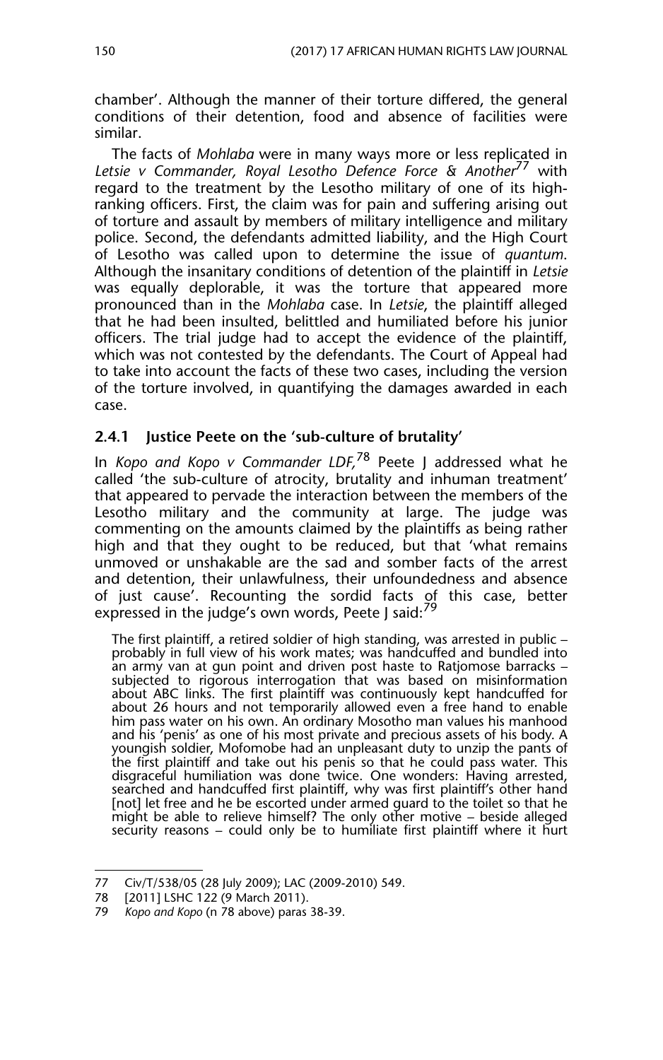chamber'. Although the manner of their torture differed, the general conditions of their detention, food and absence of facilities were similar.

The facts of *Mohlaba* were in many ways more or less replicated in *Letsie v Commander, Royal Lesotho Defence Force & Another*[77] with regard to the treatment by the Lesotho military of one of its high-ranking officers. First, the claim was for pain and suffering arising out of torture and assault by members of military intelligence and military police. Second, the defendants admitted liability, and the High Court of Lesotho was called upon to determine the issue of *quantum*. Although the insanitary conditions of detention of the plaintiff in *Letsie* was equally deplorable, it was the torture that appeared more pronounced than in the *Mohlaba* case. In *Letsie*, the plaintiff alleged that he had been insulted, belittled and humiliated before his junior officers. The trial judge had to accept the evidence of the plaintiff, which was not contested by the defendants. The Court of Appeal had to take into account the facts of these two cases, including the version of the torture involved, in quantifying the damages awarded in each case.

### 2.4.1 Justice Peete on the 'sub-culture of brutality'

In *Kopo and Kopo v Commander LDF,*[78] Peete J addressed what he called 'the sub-culture of atrocity, brutality and inhuman treatment' that appeared to pervade the interaction between the members of the Lesotho military and the community at large. The judge was commenting on the amounts claimed by the plaintiffs as being rather high and that they ought to be reduced, but that 'what remains unmoved or unshakable are the sad and somber facts of the arrest and detention, their unlawfulness, their unfoundedness and absence of just cause'. Recounting the sordid facts of this case, better expressed in the judge's own words, Peete J said:[79]

> The first plaintiff, a retired soldier of high standing, was arrested in public – probably in full view of his work mates; was handcuffed and bundled into an army van at gun point and driven post haste to Ratjomose barracks – subjected to rigorous interrogation that was based on misinformation about ABC links. The first plaintiff was continuously kept handcuffed for about 26 hours and not temporarily allowed even a free hand to enable him pass water on his own. An ordinary Mosotho man values his manhood and his 'penis' as one of his most private and precious assets of his body. A youngish soldier, Mofomobe had an unpleasant duty to unzip the pants of the first plaintiff and take out his penis so that he could pass water. This disgraceful humiliation was done twice. One wonders: Having arrested, searched and handcuffed first plaintiff, why was first plaintiff's other hand [not] let free and he be escorted under armed guard to the toilet so that he might be able to relieve himself? The only other motive – beside alleged security reasons – could only be to humiliate first plaintiff where it hurt

77 Civ/T/538/05 (28 July 2009); LAC (2009-2010) 549.

78 [2011] LSHC 122 (9 March 2011).

79 *Kopo and Kopo* (n 78 above) paras 38-39.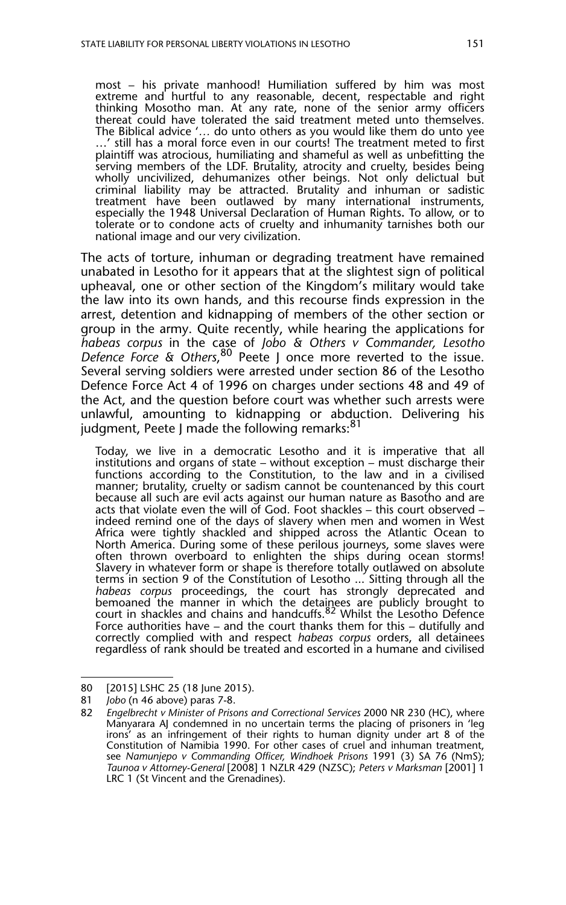> most – his private manhood! Humiliation suffered by him was most extreme and hurtful to any reasonable, decent, respectable and right thinking Mosotho man. At any rate, none of the senior army officers thereat could have tolerated the said treatment meted unto themselves. The Biblical advice '… do unto others as you would like them do unto yee …' still has a moral force even in our courts! The treatment meted to first plaintiff was atrocious, humiliating and shameful as well as unbefitting the serving members of the LDF. Brutality, atrocity and cruelty, besides being wholly uncivilized, dehumanizes other beings. Not only delictual but criminal liability may be attracted. Brutality and inhuman or sadistic treatment have been outlawed by many international instruments, especially the 1948 Universal Declaration of Human Rights. To allow, or to tolerate or to condone acts of cruelty and inhumanity tarnishes both our national image and our very civilization.

The acts of torture, inhuman or degrading treatment have remained unabated in Lesotho for it appears that at the slightest sign of political upheaval, one or other section of the Kingdom's military would take the law into its own hands, and this recourse finds expression in the arrest, detention and kidnapping of members of the other section or group in the army. Quite recently, while hearing the applications for *habeas corpus* in the case of *Jobo & Others v Commander, Lesotho Defence Force & Others*,[80] Peete J once more reverted to the issue. Several serving soldiers were arrested under section 86 of the Lesotho Defence Force Act 4 of 1996 on charges under sections 48 and 49 of the Act, and the question before court was whether such arrests were unlawful, amounting to kidnapping or abduction. Delivering his judgment, Peete J made the following remarks:[81]

> Today, we live in a democratic Lesotho and it is imperative that all institutions and organs of state – without exception – must discharge their functions according to the Constitution, to the law and in a civilised manner; brutality, cruelty or sadism cannot be countenanced by this court because all such are evil acts against our human nature as Basotho and are acts that violate even the will of God. Foot shackles – this court observed – indeed remind one of the days of slavery when men and women in West Africa were tightly shackled and shipped across the Atlantic Ocean to North America. During some of these perilous journeys, some slaves were often thrown overboard to enlighten the ships during ocean storms! Slavery in whatever form or shape is therefore totally outlawed on absolute terms in section 9 of the Constitution of Lesotho … Sitting through all the *habeas corpus* proceedings, the court has strongly deprecated and bemoaned the manner in which the detainees are publicly brought to court in shackles and chains and handcuffs.[82] Whilst the Lesotho Defence Force authorities have – and the court thanks them for this – dutifully and correctly complied with and respect *habeas corpus* orders, all detainees regardless of rank should be treated and escorted in a humane and civilised

---

80 [2015] LSHC 25 (18 June 2015).

81 *Jobo* (n 46 above) paras 7-8.

82 *Engelbrecht v Minister of Prisons and Correctional Services* 2000 NR 230 (HC), where Manyarara AJ condemned in no uncertain terms the placing of prisoners in 'leg irons' as an infringement of their rights to human dignity under art 8 of the Constitution of Namibia 1990. For other cases of cruel and inhuman treatment, see *Namunjepo v Commanding Officer, Windhoek Prisons* 1991 (3) SA 76 (NmS); *Taunoa v Attorney-General* [2008] 1 NZLR 429 (NZSC); *Peters v Marksman* [2001] 1 LRC 1 (St Vincent and the Grenadines).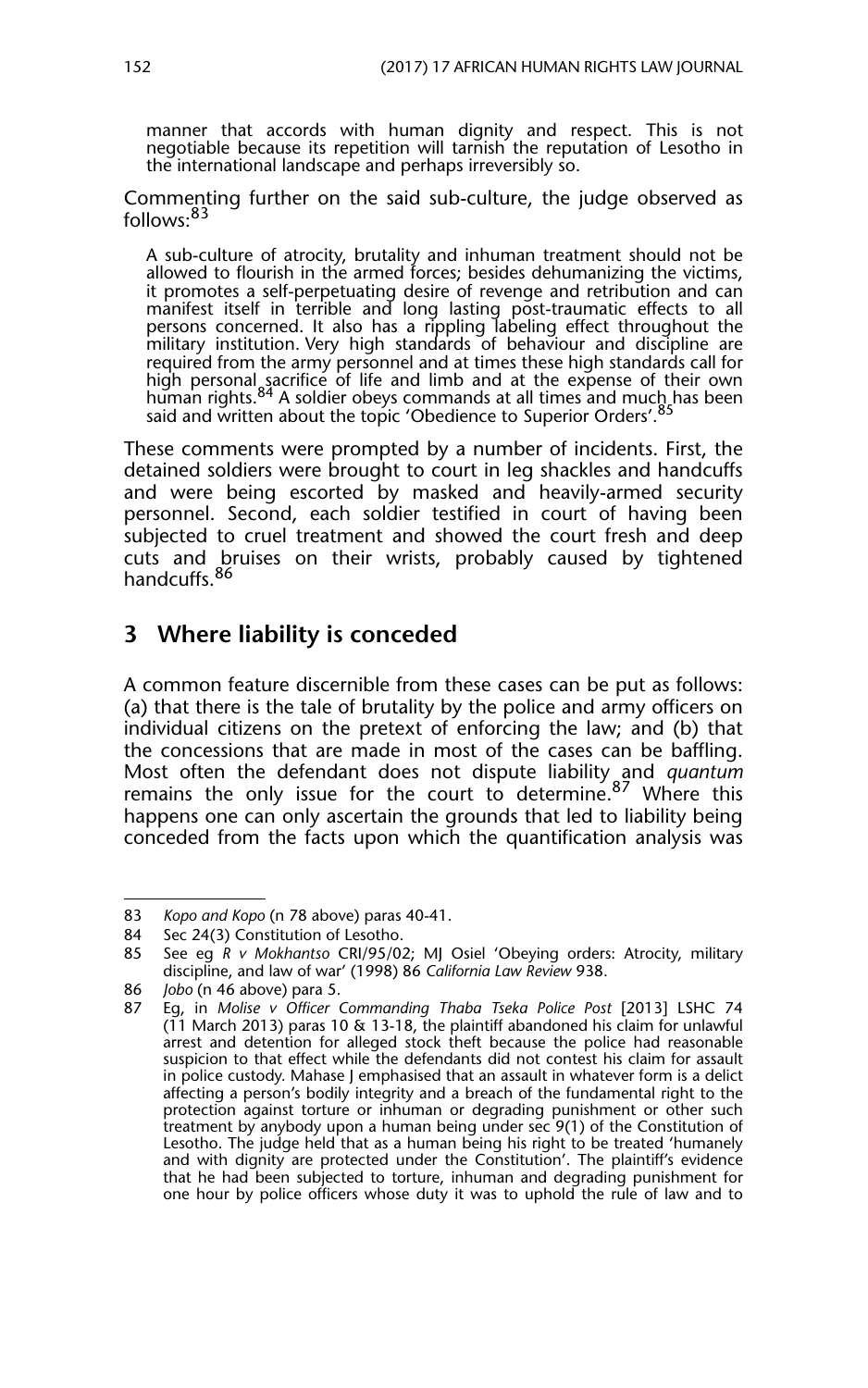manner that accords with human dignity and respect. This is not negotiable because its repetition will tarnish the reputation of Lesotho in the international landscape and perhaps irreversibly so.

Commenting further on the said sub-culture, the judge observed as follows:[83]

> A sub-culture of atrocity, brutality and inhuman treatment should not be allowed to flourish in the armed forces; besides dehumanizing the victims, it promotes a self-perpetuating desire of revenge and retribution and can manifest itself in terrible and long lasting post-traumatic effects to all persons concerned. It also has a rippling labeling effect throughout the military institution. Very high standards of behaviour and discipline are required from the army personnel and at times these high standards call for high personal sacrifice of life and limb and at the expense of their own human rights.[84] A soldier obeys commands at all times and much has been said and written about the topic 'Obedience to Superior Orders'.[85]

These comments were prompted by a number of incidents. First, the detained soldiers were brought to court in leg shackles and handcuffs and were being escorted by masked and heavily-armed security personnel. Second, each soldier testified in court of having been subjected to cruel treatment and showed the court fresh and deep cuts and bruises on their wrists, probably caused by tightened handcuffs.[86]

## 3 Where liability is conceded

A common feature discernible from these cases can be put as follows: (a) that there is the tale of brutality by the police and army officers on individual citizens on the pretext of enforcing the law; and (b) that the concessions that are made in most of the cases can be baffling. Most often the defendant does not dispute liability and *quantum* remains the only issue for the court to determine.[87] Where this happens one can only ascertain the grounds that led to liability being conceded from the facts upon which the quantification analysis was

---

83 *Kopo and Kopo* (n 78 above) paras 40-41.

84 Sec 24(3) Constitution of Lesotho.

85 See eg *R v Mokhantso* CRI/95/02; MJ Osiel 'Obeying orders: Atrocity, military discipline, and law of war' (1998) 86 *California Law Review* 938.

86 *Jobo* (n 46 above) para 5.

87 Eg, in *Molise v Officer Commanding Thaba Tseka Police Post* [2013] LSHC 74 (11 March 2013) paras 10 & 13-18, the plaintiff abandoned his claim for unlawful arrest and detention for alleged stock theft because the police had reasonable suspicion to that effect while the defendants did not contest his claim for assault in police custody. Mahase J emphasised that an assault in whatever form is a delict affecting a person's bodily integrity and a breach of the fundamental right to the protection against torture or inhuman or degrading punishment or other such treatment by anybody upon a human being under sec 9(1) of the Constitution of Lesotho. The judge held that as a human being his right to be treated 'humanely and with dignity are protected under the Constitution'. The plaintiff's evidence that he had been subjected to torture, inhuman and degrading punishment for one hour by police officers whose duty it was to uphold the rule of law and to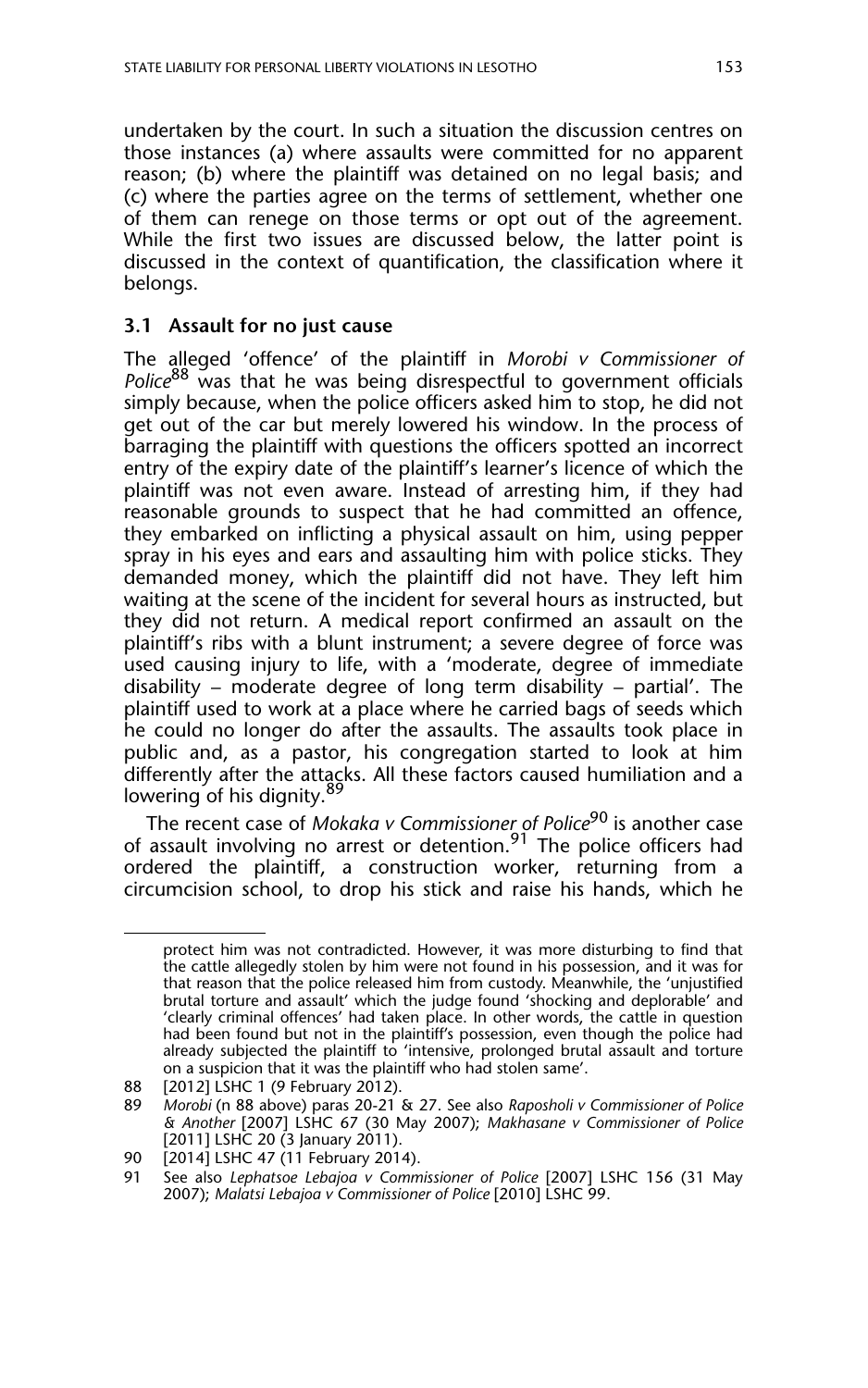undertaken by the court. In such a situation the discussion centres on those instances (a) where assaults were committed for no apparent reason; (b) where the plaintiff was detained on no legal basis; and (c) where the parties agree on the terms of settlement, whether one of them can renege on those terms or opt out of the agreement. While the first two issues are discussed below, the latter point is discussed in the context of quantification, the classification where it belongs.

### 3.1 Assault for no just cause

The alleged 'offence' of the plaintiff in *Morobi v Commissioner of Police*[88] was that he was being disrespectful to government officials simply because, when the police officers asked him to stop, he did not get out of the car but merely lowered his window. In the process of barraging the plaintiff with questions the officers spotted an incorrect entry of the expiry date of the plaintiff's learner's licence of which the plaintiff was not even aware. Instead of arresting him, if they had reasonable grounds to suspect that he had committed an offence, they embarked on inflicting a physical assault on him, using pepper spray in his eyes and ears and assaulting him with police sticks. They demanded money, which the plaintiff did not have. They left him waiting at the scene of the incident for several hours as instructed, but they did not return. A medical report confirmed an assault on the plaintiff's ribs with a blunt instrument; a severe degree of force was used causing injury to life, with a 'moderate, degree of immediate disability – moderate degree of long term disability – partial'. The plaintiff used to work at a place where he carried bags of seeds which he could no longer do after the assaults. The assaults took place in public and, as a pastor, his congregation started to look at him differently after the attacks. All these factors caused humiliation and a lowering of his dignity.[89]

The recent case of *Mokaka v Commissioner of Police*[90] is another case of assault involving no arrest or detention.[91] The police officers had ordered the plaintiff, a construction worker, returning from a circumcision school, to drop his stick and raise his hands, which he

---

protect him was not contradicted. However, it was more disturbing to find that the cattle allegedly stolen by him were not found in his possession, and it was for that reason that the police released him from custody. Meanwhile, the 'unjustified brutal torture and assault' which the judge found 'shocking and deplorable' and 'clearly criminal offences' had taken place. In other words, the cattle in question had been found but not in the plaintiff's possession, even though the police had already subjected the plaintiff to 'intensive, prolonged brutal assault and torture on a suspicion that it was the plaintiff who had stolen same'.

88 [2012] LSHC 1 (9 February 2012).

89 *Morobi* (n 88 above) paras 20-21 & 27. See also *Raposholi v Commissioner of Police & Another* [2007] LSHC 67 (30 May 2007); *Makhasane v Commissioner of Police* [2011] LSHC 20 (3 January 2011).

90 [2014] LSHC 47 (11 February 2014).

91 See also *Lephatsoe Lebajoa v Commissioner of Police* [2007] LSHC 156 (31 May 2007); *Malatsi Lebajoa v Commissioner of Police* [2010] LSHC 99.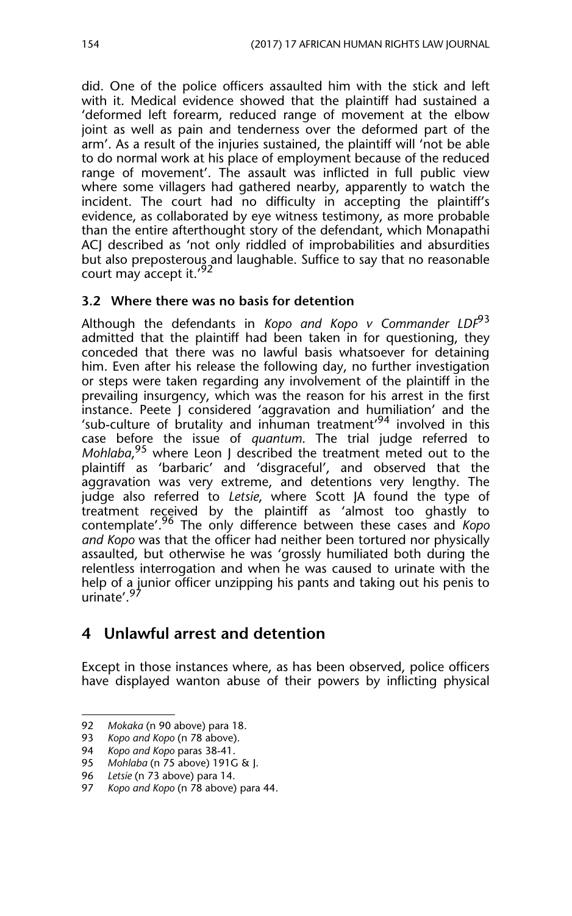did. One of the police officers assaulted him with the stick and left with it. Medical evidence showed that the plaintiff had sustained a 'deformed left forearm, reduced range of movement at the elbow joint as well as pain and tenderness over the deformed part of the arm'. As a result of the injuries sustained, the plaintiff will 'not be able to do normal work at his place of employment because of the reduced range of movement'. The assault was inflicted in full public view where some villagers had gathered nearby, apparently to watch the incident. The court had no difficulty in accepting the plaintiff's evidence, as collaborated by eye witness testimony, as more probable than the entire afterthought story of the defendant, which Monapathi ACJ described as 'not only riddled of improbabilities and absurdities but also preposterous and laughable. Suffice to say that no reasonable court may accept it.'[92]

### 3.2 Where there was no basis for detention

Although the defendants in *Kopo and Kopo v Commander LDF*[93] admitted that the plaintiff had been taken in for questioning, they conceded that there was no lawful basis whatsoever for detaining him. Even after his release the following day, no further investigation or steps were taken regarding any involvement of the plaintiff in the prevailing insurgency, which was the reason for his arrest in the first instance. Peete J considered 'aggravation and humiliation' and the 'sub-culture of brutality and inhuman treatment'[94] involved in this case before the issue of *quantum*. The trial judge referred to *Mohlaba*,[95] where Leon J described the treatment meted out to the plaintiff as 'barbaric' and 'disgraceful', and observed that the aggravation was very extreme, and detentions very lengthy. The judge also referred to *Letsie*, where Scott JA found the type of treatment received by the plaintiff as 'almost too ghastly to contemplate'.[96] The only difference between these cases and *Kopo and Kopo* was that the officer had neither been tortured nor physically assaulted, but otherwise he was 'grossly humiliated both during the relentless interrogation and when he was caused to urinate with the help of a junior officer unzipping his pants and taking out his penis to urinate'.[97]

## 4 Unlawful arrest and detention

Except in those instances where, as has been observed, police officers have displayed wanton abuse of their powers by inflicting physical

---

92 *Mokaka* (n 90 above) para 18.

93 *Kopo and Kopo* (n 78 above).

94 *Kopo and Kopo* paras 38-41.

95 *Mohlaba* (n 75 above) 191G & J.

96 *Letsie* (n 73 above) para 14.

97 *Kopo and Kopo* (n 78 above) para 44.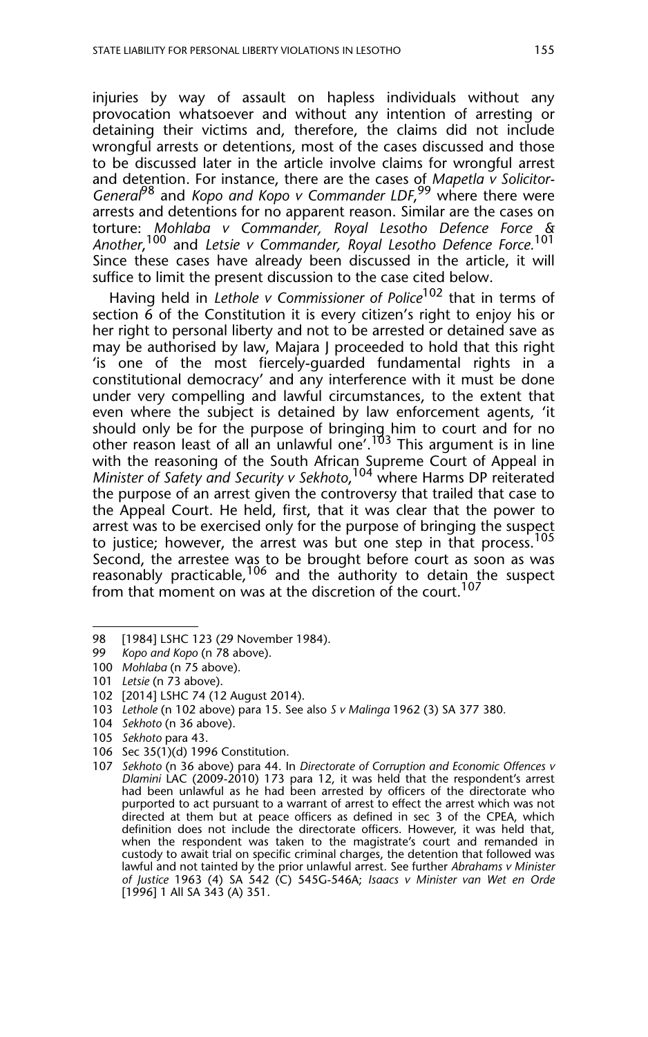injuries by way of assault on hapless individuals without any provocation whatsoever and without any intention of arresting or detaining their victims and, therefore, the claims did not include wrongful arrests or detentions, most of the cases discussed and those to be discussed later in the article involve claims for wrongful arrest and detention. For instance, there are the cases of *Mapetla v Solicitor-General*[98] and *Kopo and Kopo v Commander LDF*,[99] where there were arrests and detentions for no apparent reason. Similar are the cases on torture: *Mohlaba v Commander, Royal Lesotho Defence Force & Another*,[100] and *Letsie v Commander, Royal Lesotho Defence Force.*[101] Since these cases have already been discussed in the article, it will suffice to limit the present discussion to the case cited below.

Having held in *Lethole v Commissioner of Police*[102] that in terms of section 6 of the Constitution it is every citizen's right to enjoy his or her right to personal liberty and not to be arrested or detained save as may be authorised by law, Majara J proceeded to hold that this right 'is one of the most fiercely-guarded fundamental rights in a constitutional democracy' and any interference with it must be done under very compelling and lawful circumstances, to the extent that even where the subject is detained by law enforcement agents, 'it should only be for the purpose of bringing him to court and for no other reason least of all an unlawful one'.[103] This argument is in line with the reasoning of the South African Supreme Court of Appeal in *Minister of Safety and Security v Sekhoto*,[104] where Harms DP reiterated the purpose of an arrest given the controversy that trailed that case to the Appeal Court. He held, first, that it was clear that the power to arrest was to be exercised only for the purpose of bringing the suspect to justice; however, the arrest was but one step in that process.[105] Second, the arrestee was to be brought before court as soon as was reasonably practicable,[106] and the authority to detain the suspect from that moment on was at the discretion of the court.[107]

---

98 [1984] LSHC 123 (29 November 1984).

99 *Kopo and Kopo* (n 78 above).

100 *Mohlaba* (n 75 above).

101 *Letsie* (n 73 above).

102 [2014] LSHC 74 (12 August 2014).

103 *Lethole* (n 102 above) para 15. See also *S v Malinga* 1962 (3) SA 377 380.

104 *Sekhoto* (n 36 above).

105 *Sekhoto* para 43.

106 Sec 35(1)(d) 1996 Constitution.

107 *Sekhoto* (n 36 above) para 44. In *Directorate of Corruption and Economic Offences v Dlamini* LAC (2009-2010) 173 para 12, it was held that the respondent's arrest had been unlawful as he had been arrested by officers of the directorate who purported to act pursuant to a warrant of arrest to effect the arrest which was not directed at them but at peace officers as defined in sec 3 of the CPEA, which definition does not include the directorate officers. However, it was held that, when the respondent was taken to the magistrate's court and remanded in custody to await trial on specific criminal charges, the detention that followed was lawful and not tainted by the prior unlawful arrest. See further *Abrahams v Minister of Justice* 1963 (4) SA 542 (C) 545G-546A; *Isaacs v Minister van Wet en Orde* [1996] 1 All SA 343 (A) 351.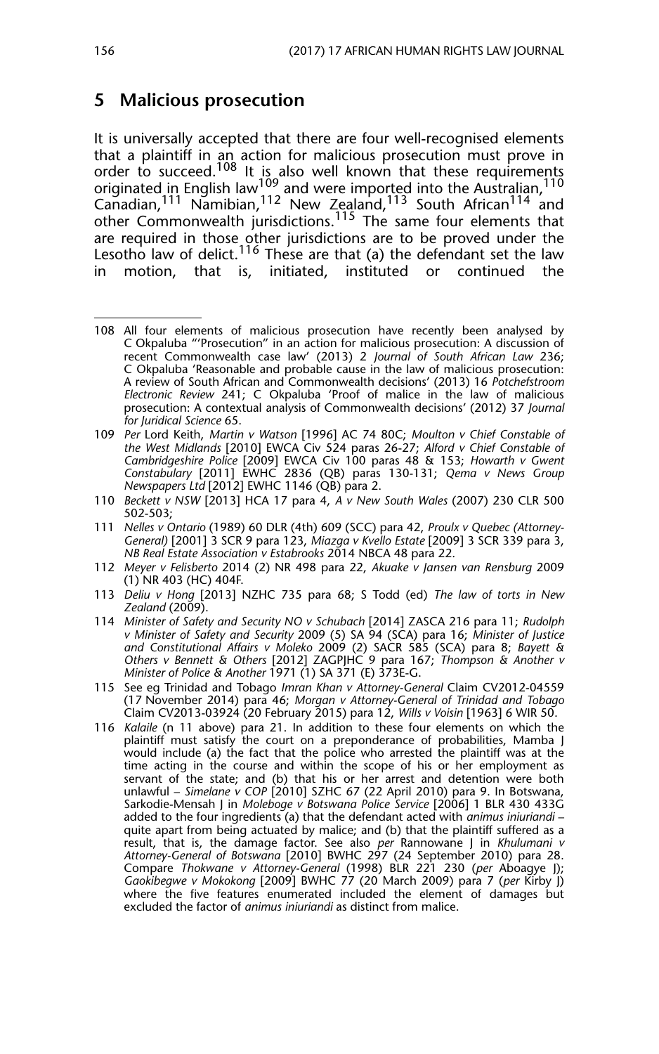## 5 Malicious prosecution

It is universally accepted that there are four well-recognised elements that a plaintiff in an action for malicious prosecution must prove in order to succeed.[108] It is also well known that these requirements originated in English law[109] and were imported into the Australian,[110] Canadian,[111] Namibian,[112] New Zealand,[113] South African[114] and other Commonwealth jurisdictions.[115] The same four elements that are required in those other jurisdictions are to be proved under the Lesotho law of delict.[116] These are that (a) the defendant set the law in motion, that is, initiated, instituted or continued the

---

108 All four elements of malicious prosecution have recently been analysed by C Okpaluba '"Prosecution" in an action for malicious prosecution: A discussion of recent Commonwealth case law' (2013) 2 *Journal of South African Law* 236; C Okpaluba 'Reasonable and probable cause in the law of malicious prosecution: A review of South African and Commonwealth decisions' (2013) 16 *Potchefstroom Electronic Review* 241; C Okpaluba 'Proof of malice in the law of malicious prosecution: A contextual analysis of Commonwealth decisions' (2012) 37 *Journal for Juridical Science* 65.

109 *Per* Lord Keith, *Martin v Watson* [1996] AC 74 80C; *Moulton v Chief Constable of the West Midlands* [2010] EWCA Civ 524 paras 26-27; *Alford v Chief Constable of Cambridgeshire Police* [2009] EWCA Civ 100 paras 48 & 153; *Howarth v Gwent Constabulary* [2011] EWHC 2836 (QB) paras 130-131; *Qema v News Group Newspapers Ltd* [2012] EWHC 1146 (QB) para 2.

110 *Beckett v NSW* [2013] HCA 17 para 4, *A v New South Wales* (2007) 230 CLR 500 502-503;

111 *Nelles v Ontario* (1989) 60 DLR (4th) 609 (SCC) para 42, *Proulx v Quebec (Attorney-General)* [2001] 3 SCR 9 para 123, *Miazga v Kvello Estate* [2009] 3 SCR 339 para 3, *NB Real Estate Association v Estabrooks* 2014 NBCA 48 para 22.

112 *Meyer v Felisberto* 2014 (2) NR 498 para 22, *Akuake v Jansen van Rensburg* 2009 (1) NR 403 (HC) 404F.

113 *Deliu v Hong* [2013] NZHC 735 para 68; S Todd (ed) *The law of torts in New Zealand* (2009).

114 *Minister of Safety and Security NO v Schubach* [2014] ZASCA 216 para 11; *Rudolph v Minister of Safety and Security* 2009 (5) SA 94 (SCA) para 16; *Minister of Justice and Constitutional Affairs v Moleko* 2009 (2) SACR 585 (SCA) para 8; *Bayett & Others v Bennett & Others* [2012] ZAGPJHC 9 para 167; *Thompson & Another v Minister of Police & Another* 1971 (1) SA 371 (E) 373E-G.

115 See eg Trinidad and Tobago *Imran Khan v Attorney-General* Claim CV2012-04559 (17 November 2014) para 46; *Morgan v Attorney-General of Trinidad and Tobago* Claim CV2013-03924 (20 February 2015) para 12, *Wills v Voisin* [1963] 6 WIR 50.

116 *Kalaile* (n 11 above) para 21. In addition to these four elements on which the plaintiff must satisfy the court on a preponderance of probabilities, Mamba J would include (a) the fact that the police who arrested the plaintiff was at the time acting in the course and within the scope of his or her employment as servant of the state; and (b) that his or her arrest and detention were both unlawful – *Simelane v COP* [2010] SZHC 67 (22 April 2010) para 9. In Botswana, Sarkodie-Mensah J in *Moleboge v Botswana Police Service* [2006] 1 BLR 430 433G added to the four ingredients (a) that the defendant acted with *animus iniuriandi* – quite apart from being actuated by malice; and (b) that the plaintiff suffered as a result, that is, the damage factor. See also *per* Rannowane J in *Khulumani v Attorney-General of Botswana* [2010] BWHC 297 (24 September 2010) para 28. Compare *Thokwane v Attorney-General* (1998) BLR 221 230 (*per* Aboagye J); *Gaokibegwe v Mokokong* [2009] BWHC 77 (20 March 2009) para 7 (*per* Kirby J) where the five features enumerated included the element of damages but excluded the factor of *animus iniuriandi* as distinct from malice.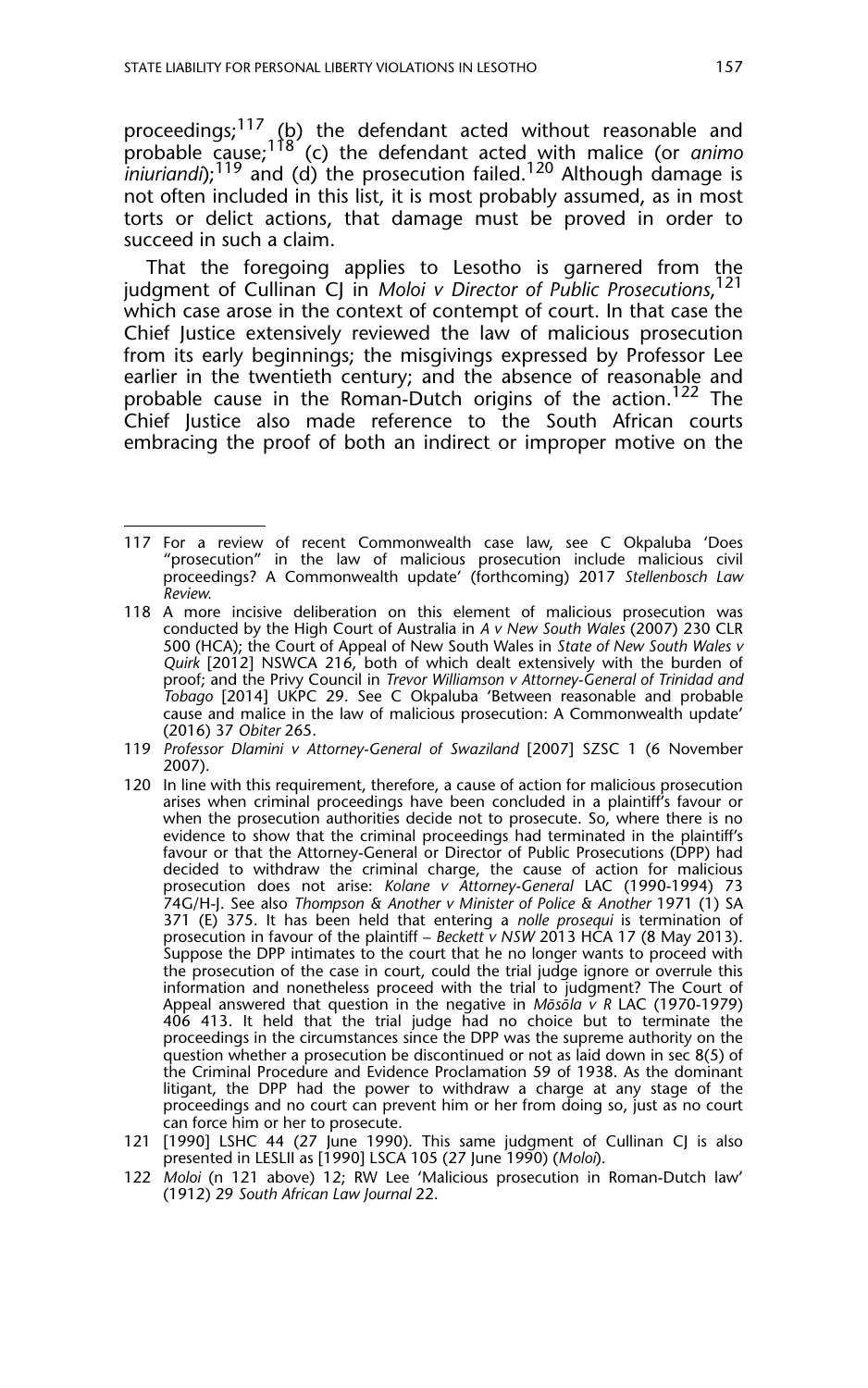proceedings;[117] (b) the defendant acted without reasonable and probable cause;[118] (c) the defendant acted with malice (or *animo iniuriandi*);[119] and (d) the prosecution failed.[120] Although damage is not often included in this list, it is most probably assumed, as in most torts or delict actions, that damage must be proved in order to succeed in such a claim.

That the foregoing applies to Lesotho is garnered from the judgment of Cullinan CJ in *Moloi v Director of Public Prosecutions*,[121] which case arose in the context of contempt of court. In that case the Chief Justice extensively reviewed the law of malicious prosecution from its early beginnings; the misgivings expressed by Professor Lee earlier in the twentieth century; and the absence of reasonable and probable cause in the Roman-Dutch origins of the action.[122] The Chief Justice also made reference to the South African courts embracing the proof of both an indirect or improper motive on the

---

117 For a review of recent Commonwealth case law, see C Okpaluba 'Does "prosecution" in the law of malicious prosecution include malicious civil proceedings? A Commonwealth update' (forthcoming) 2017 *Stellenbosch Law Review.*

118 A more incisive deliberation on this element of malicious prosecution was conducted by the High Court of Australia in *A v New South Wales* (2007) 230 CLR 500 (HCA); the Court of Appeal of New South Wales in *State of New South Wales v Quirk* [2012] NSWCA 216, both of which dealt extensively with the burden of proof; and the Privy Council in *Trevor Williamson v Attorney-General of Trinidad and Tobago* [2014] UKPC 29. See C Okpaluba 'Between reasonable and probable cause and malice in the law of malicious prosecution: A Commonwealth update' (2016) 37 *Obiter* 265.

119 *Professor Dlamini v Attorney-General of Swaziland* [2007] SZSC 1 (6 November 2007).

120 In line with this requirement, therefore, a cause of action for malicious prosecution arises when criminal proceedings have been concluded in a plaintiff's favour or when the prosecution authorities decide not to prosecute. So, where there is no evidence to show that the criminal proceedings had terminated in the plaintiff's favour or that the Attorney-General or Director of Public Prosecutions (DPP) had decided to withdraw the criminal charge, the cause of action for malicious prosecution does not arise: *Kolane v Attorney-General* LAC (1990-1994) 73 74G/H-J. See also *Thompson & Another v Minister of Police & Another* 1971 (1) SA 371 (E) 375. It has been held that entering a *nolle prosequi* is termination of prosecution in favour of the plaintiff – *Beckett v NSW* 2013 HCA 17 (8 May 2013). Suppose the DPP intimates to the court that he no longer wants to proceed with the prosecution of the case in court, could the trial judge ignore or overrule this information and nonetheless proceed with the trial to judgment? The Court of Appeal answered that question in the negative in *Mōsōla v R* LAC (1970-1979) 406 413. It held that the trial judge had no choice but to terminate the proceedings in the circumstances since the DPP was the supreme authority on the question whether a prosecution be discontinued or not as laid down in sec 8(5) of the Criminal Procedure and Evidence Proclamation 59 of 1938. As the dominant litigant, the DPP had the power to withdraw a charge at any stage of the proceedings and no court can prevent him or her from doing so, just as no court can force him or her to prosecute.

121 [1990] LSHC 44 (27 June 1990). This same judgment of Cullinan CJ is also presented in LESLII as [1990] LSCA 105 (27 June 1990) (*Moloi*).

122 *Moloi* (n 121 above) 12; RW Lee 'Malicious prosecution in Roman-Dutch law' (1912) 29 *South African Law Journal* 22.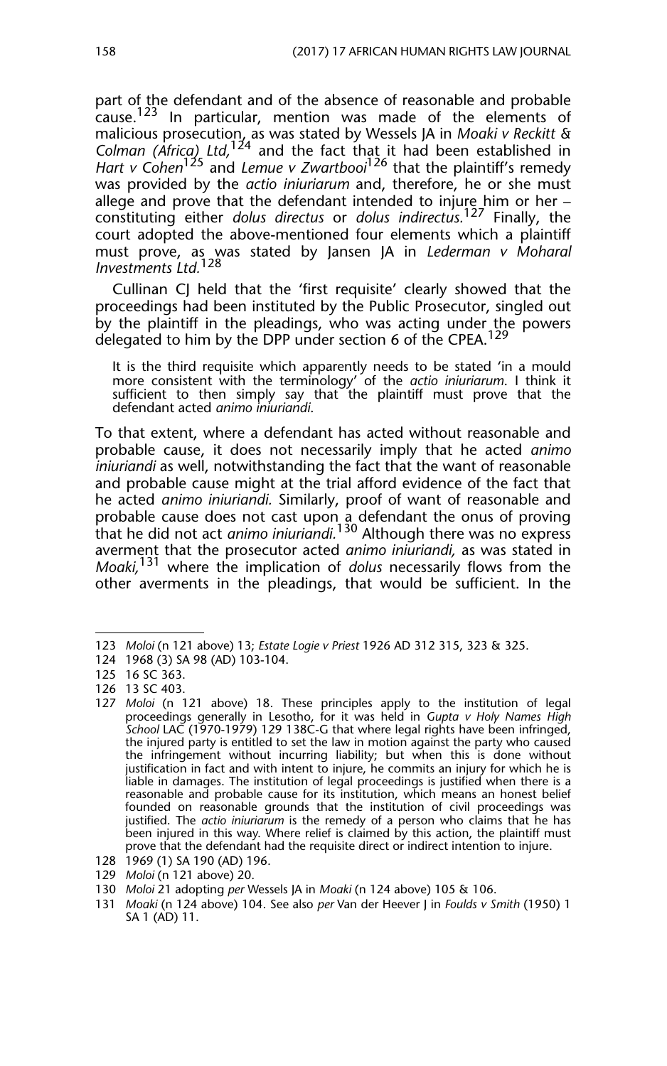part of the defendant and of the absence of reasonable and probable cause.[123] In particular, mention was made of the elements of malicious prosecution, as was stated by Wessels JA in *Moaki v Reckitt & Colman (Africa) Ltd,*[124] and the fact that it had been established in *Hart v Cohen*[125] and *Lemue v Zwartbooi*[126] that the plaintiff's remedy was provided by the *actio iniuriarum* and, therefore, he or she must allege and prove that the defendant intended to injure him or her – constituting either *dolus directus* or *dolus indirectus.*[127] Finally, the court adopted the above-mentioned four elements which a plaintiff must prove, as was stated by Jansen JA in *Lederman v Moharal Investments Ltd.*[128]

Cullinan CJ held that the 'first requisite' clearly showed that the proceedings had been instituted by the Public Prosecutor, singled out by the plaintiff in the pleadings, who was acting under the powers delegated to him by the DPP under section 6 of the CPEA.[129]

> It is the third requisite which apparently needs to be stated 'in a mould more consistent with the terminology' of the *actio iniuriarum*. I think it sufficient to then simply say that the plaintiff must prove that the defendant acted *animo iniuriandi.*

To that extent, where a defendant has acted without reasonable and probable cause, it does not necessarily imply that he acted *animo iniuriandi* as well, notwithstanding the fact that the want of reasonable and probable cause might at the trial afford evidence of the fact that he acted *animo iniuriandi.* Similarly, proof of want of reasonable and probable cause does not cast upon a defendant the onus of proving that he did not act *animo iniuriandi.*[130] Although there was no express averment that the prosecutor acted *animo iniuriandi,* as was stated in *Moaki,*[131] where the implication of *dolus* necessarily flows from the other averments in the pleadings, that would be sufficient. In the

---

123 *Moloi* (n 121 above) 13; *Estate Logie v Priest* 1926 AD 312 315, 323 & 325.

124 1968 (3) SA 98 (AD) 103-104.

125 16 SC 363.

126 13 SC 403.

127 *Moloi* (n 121 above) 18. These principles apply to the institution of legal proceedings generally in Lesotho, for it was held in *Gupta v Holy Names High School* LAC (1970-1979) 129 138C-G that where legal rights have been infringed, the injured party is entitled to set the law in motion against the party who caused the infringement without incurring liability; but when this is done without justification in fact and with intent to injure, he commits an injury for which he is liable in damages. The institution of legal proceedings is justified when there is a reasonable and probable cause for its institution, which means an honest belief founded on reasonable grounds that the institution of civil proceedings was justified. The *actio iniuriarum* is the remedy of a person who claims that he has been injured in this way. Where relief is claimed by this action, the plaintiff must prove that the defendant had the requisite direct or indirect intention to injure.

128 1969 (1) SA 190 (AD) 196.

129 *Moloi* (n 121 above) 20.

130 *Moloi* 21 adopting *per* Wessels JA in *Moaki* (n 124 above) 105 & 106.

131 *Moaki* (n 124 above) 104. See also *per* Van der Heever J in *Foulds v Smith* (1950) 1 SA 1 (AD) 11.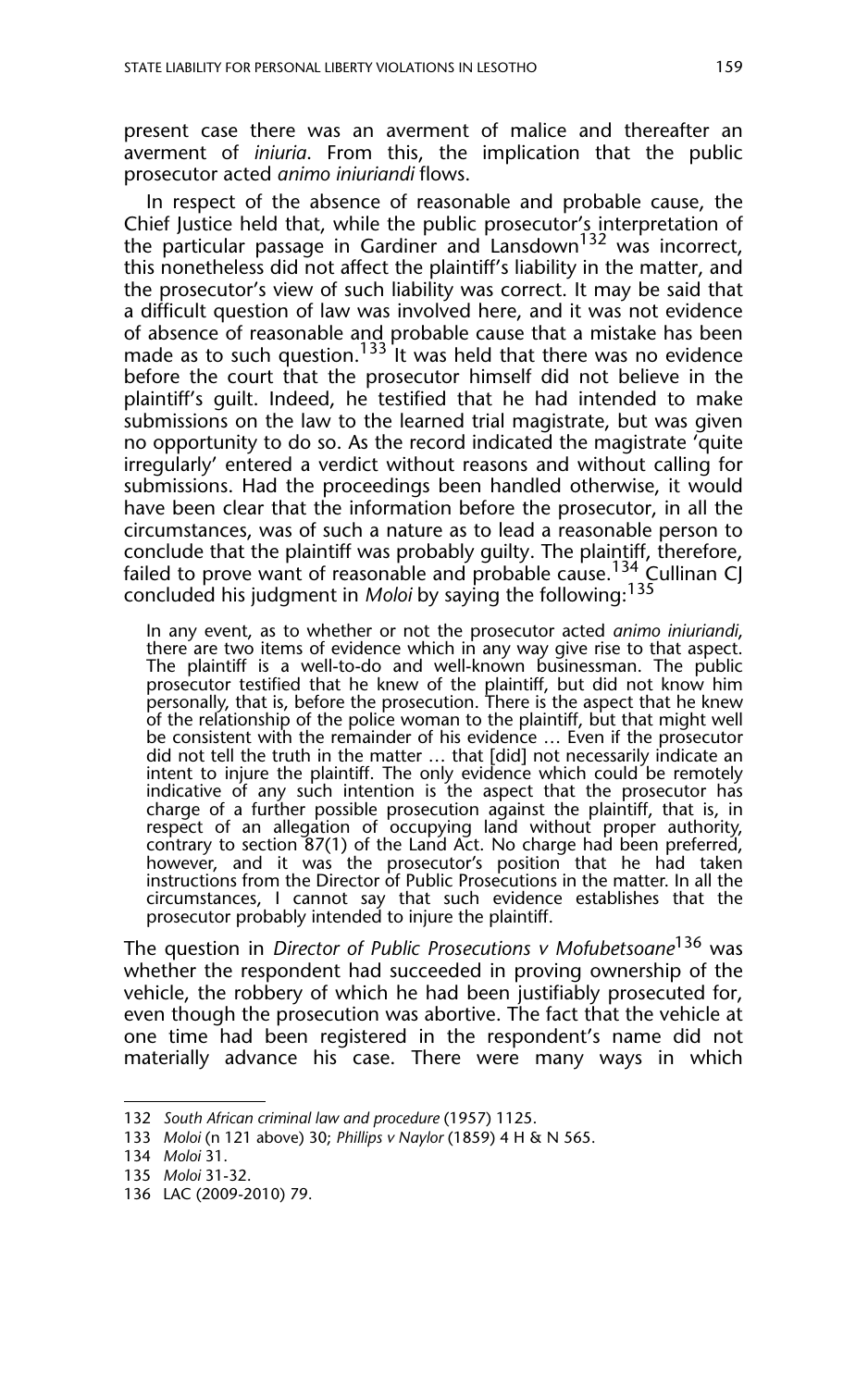present case there was an averment of malice and thereafter an averment of *iniuria*. From this, the implication that the public prosecutor acted *animo iniuriandi* flows.

In respect of the absence of reasonable and probable cause, the Chief Justice held that, while the public prosecutor's interpretation of the particular passage in Gardiner and Lansdown[132] was incorrect, this nonetheless did not affect the plaintiff's liability in the matter, and the prosecutor's view of such liability was correct. It may be said that a difficult question of law was involved here, and it was not evidence of absence of reasonable and probable cause that a mistake has been made as to such question.[133] It was held that there was no evidence before the court that the prosecutor himself did not believe in the plaintiff's guilt. Indeed, he testified that he had intended to make submissions on the law to the learned trial magistrate, but was given no opportunity to do so. As the record indicated the magistrate 'quite irregularly' entered a verdict without reasons and without calling for submissions. Had the proceedings been handled otherwise, it would have been clear that the information before the prosecutor, in all the circumstances, was of such a nature as to lead a reasonable person to conclude that the plaintiff was probably guilty. The plaintiff, therefore, failed to prove want of reasonable and probable cause.[134] Cullinan CJ concluded his judgment in *Moloi* by saying the following:[135]

> In any event, as to whether or not the prosecutor acted *animo iniuriandi*, there are two items of evidence which in any way give rise to that aspect. The plaintiff is a well-to-do and well-known businessman. The public prosecutor testified that he knew of the plaintiff, but did not know him personally, that is, before the prosecution. There is the aspect that he knew of the relationship of the police woman to the plaintiff, but that might well be consistent with the remainder of his evidence … Even if the prosecutor did not tell the truth in the matter … that [did] not necessarily indicate an intent to injure the plaintiff. The only evidence which could be remotely indicative of any such intention is the aspect that the prosecutor has charge of a further possible prosecution against the plaintiff, that is, in respect of an allegation of occupying land without proper authority, contrary to section 87(1) of the Land Act. No charge had been preferred, however, and it was the prosecutor's position that he had taken instructions from the Director of Public Prosecutions in the matter. In all the circumstances, I cannot say that such evidence establishes that the prosecutor probably intended to injure the plaintiff.

The question in *Director of Public Prosecutions v Mofubetsoane*[136] was whether the respondent had succeeded in proving ownership of the vehicle, the robbery of which he had been justifiably prosecuted for, even though the prosecution was abortive. The fact that the vehicle at one time had been registered in the respondent's name did not materially advance his case. There were many ways in which

---

132 *South African criminal law and procedure* (1957) 1125.

133 *Moloi* (n 121 above) 30; *Phillips v Naylor* (1859) 4 H & N 565.

134 *Moloi* 31.

135 *Moloi* 31-32.

136 LAC (2009-2010) 79.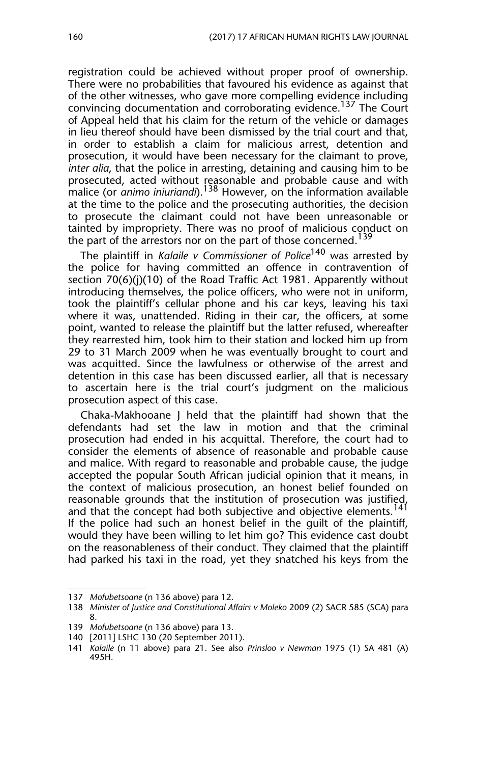registration could be achieved without proper proof of ownership. There were no probabilities that favoured his evidence as against that of the other witnesses, who gave more compelling evidence including convincing documentation and corroborating evidence.[137] The Court of Appeal held that his claim for the return of the vehicle or damages in lieu thereof should have been dismissed by the trial court and that, in order to establish a claim for malicious arrest, detention and prosecution, it would have been necessary for the claimant to prove, *inter alia*, that the police in arresting, detaining and causing him to be prosecuted, acted without reasonable and probable cause and with malice (or *animo iniuriandi*).[138] However, on the information available at the time to the police and the prosecuting authorities, the decision to prosecute the claimant could not have been unreasonable or tainted by impropriety. There was no proof of malicious conduct on the part of the arrestors nor on the part of those concerned.[139]

The plaintiff in *Kalaile v Commissioner of Police*[140] was arrested by the police for having committed an offence in contravention of section 70(6)(j)(10) of the Road Traffic Act 1981. Apparently without introducing themselves, the police officers, who were not in uniform, took the plaintiff's cellular phone and his car keys, leaving his taxi where it was, unattended. Riding in their car, the officers, at some point, wanted to release the plaintiff but the latter refused, whereafter they rearrested him, took him to their station and locked him up from 29 to 31 March 2009 when he was eventually brought to court and was acquitted. Since the lawfulness or otherwise of the arrest and detention in this case has been discussed earlier, all that is necessary to ascertain here is the trial court's judgment on the malicious prosecution aspect of this case.

Chaka-Makhooane J held that the plaintiff had shown that the defendants had set the law in motion and that the criminal prosecution had ended in his acquittal. Therefore, the court had to consider the elements of absence of reasonable and probable cause and malice. With regard to reasonable and probable cause, the judge accepted the popular South African judicial opinion that it means, in the context of malicious prosecution, an honest belief founded on reasonable grounds that the institution of prosecution was justified, and that the concept had both subjective and objective elements.[141] If the police had such an honest belief in the guilt of the plaintiff, would they have been willing to let him go? This evidence cast doubt on the reasonableness of their conduct. They claimed that the plaintiff had parked his taxi in the road, yet they snatched his keys from the

---

137 *Mofubetsoane* (n 136 above) para 12.

138 *Minister of Justice and Constitutional Affairs v Moleko* 2009 (2) SACR 585 (SCA) para 8.

139 *Mofubetsoane* (n 136 above) para 13.

140 [2011] LSHC 130 (20 September 2011).

141 *Kalaile* (n 11 above) para 21. See also *Prinsloo v Newman* 1975 (1) SA 481 (A) 495H.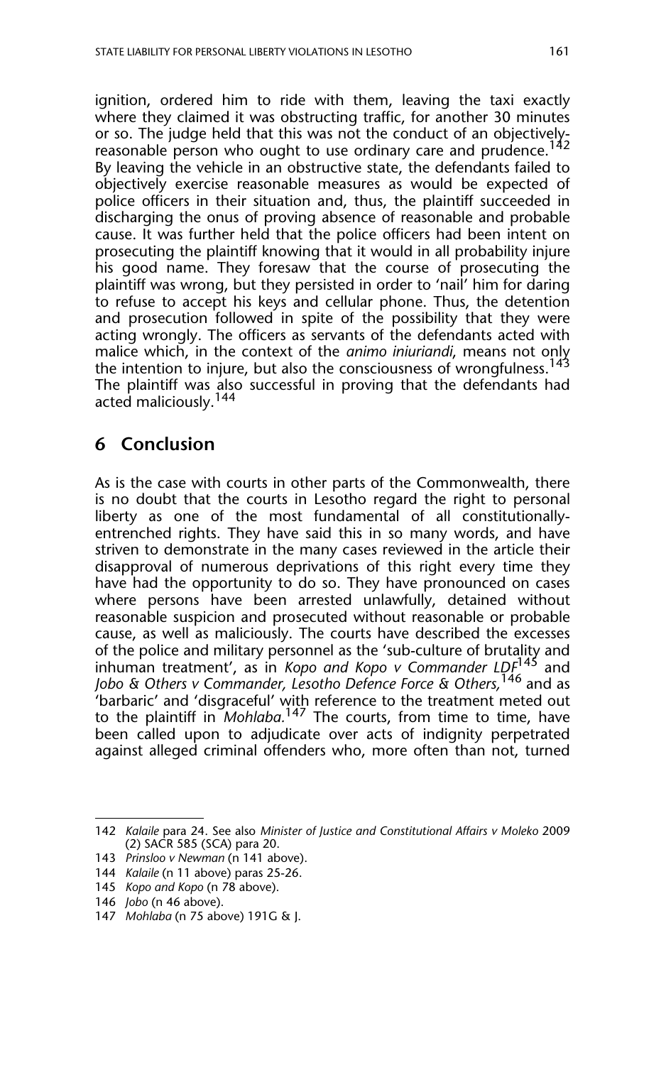ignition, ordered him to ride with them, leaving the taxi exactly where they claimed it was obstructing traffic, for another 30 minutes or so. The judge held that this was not the conduct of an objectively-reasonable person who ought to use ordinary care and prudence.[142] By leaving the vehicle in an obstructive state, the defendants failed to objectively exercise reasonable measures as would be expected of police officers in their situation and, thus, the plaintiff succeeded in discharging the onus of proving absence of reasonable and probable cause. It was further held that the police officers had been intent on prosecuting the plaintiff knowing that it would in all probability injure his good name. They foresaw that the course of prosecuting the plaintiff was wrong, but they persisted in order to 'nail' him for daring to refuse to accept his keys and cellular phone. Thus, the detention and prosecution followed in spite of the possibility that they were acting wrongly. The officers as servants of the defendants acted with malice which, in the context of the *animo iniuriandi*, means not only the intention to injure, but also the consciousness of wrongfulness.[143] The plaintiff was also successful in proving that the defendants had acted maliciously.[144]

## 6 Conclusion

As is the case with courts in other parts of the Commonwealth, there is no doubt that the courts in Lesotho regard the right to personal liberty as one of the most fundamental of all constitutionally-entrenched rights. They have said this in so many words, and have striven to demonstrate in the many cases reviewed in the article their disapproval of numerous deprivations of this right every time they have had the opportunity to do so. They have pronounced on cases where persons have been arrested unlawfully, detained without reasonable suspicion and prosecuted without reasonable or probable cause, as well as maliciously. The courts have described the excesses of the police and military personnel as the 'sub-culture of brutality and inhuman treatment', as in *Kopo and Kopo v Commander LDF*[145] and *Jobo & Others v Commander, Lesotho Defence Force & Others,*[146] and as 'barbaric' and 'disgraceful' with reference to the treatment meted out to the plaintiff in *Mohlaba.*[147] The courts, from time to time, have been called upon to adjudicate over acts of indignity perpetrated against alleged criminal offenders who, more often than not, turned

---

142 *Kalaile* para 24. See also *Minister of Justice and Constitutional Affairs v Moleko* 2009 (2) SACR 585 (SCA) para 20.

143 *Prinsloo v Newman* (n 141 above).

144 *Kalaile* (n 11 above) paras 25-26.

145 *Kopo and Kopo* (n 78 above).

146 *Jobo* (n 46 above).

147 *Mohlaba* (n 75 above) 191G & J.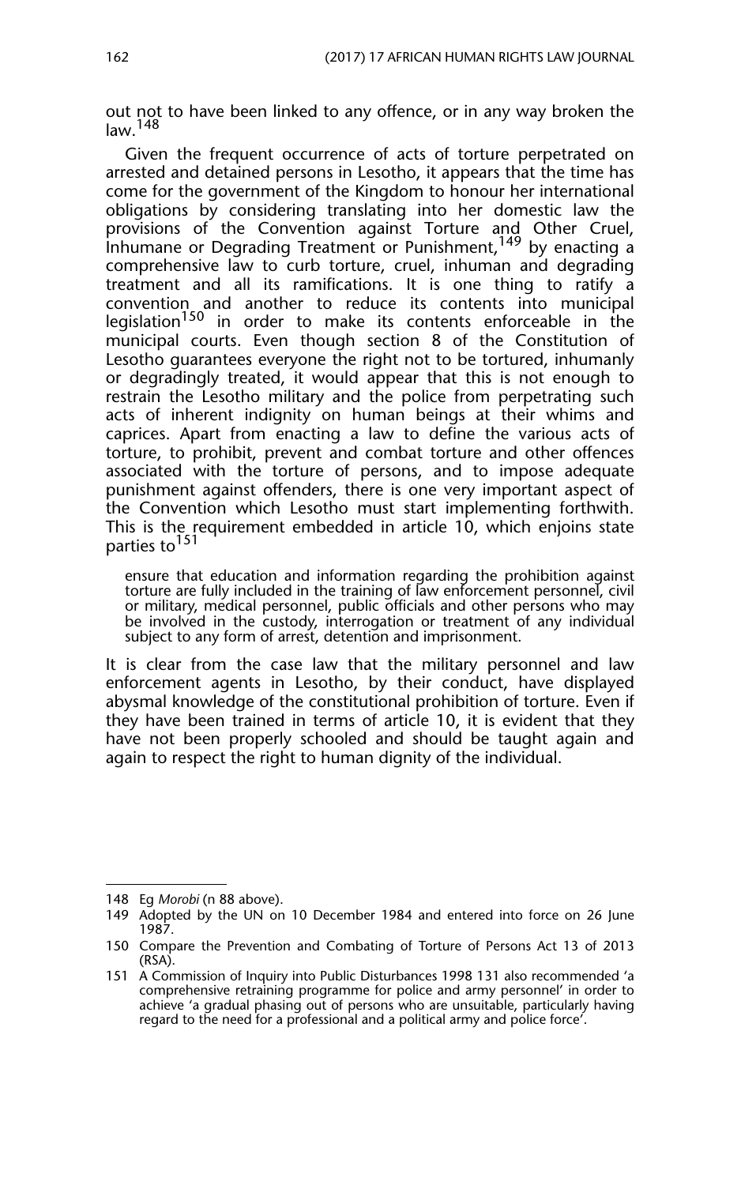out not to have been linked to any offence, or in any way broken the law.[148]

Given the frequent occurrence of acts of torture perpetrated on arrested and detained persons in Lesotho, it appears that the time has come for the government of the Kingdom to honour her international obligations by considering translating into her domestic law the provisions of the Convention against Torture and Other Cruel, Inhumane or Degrading Treatment or Punishment,[149] by enacting a comprehensive law to curb torture, cruel, inhuman and degrading treatment and all its ramifications. It is one thing to ratify a convention and another to reduce its contents into municipal legislation[150] in order to make its contents enforceable in the municipal courts. Even though section 8 of the Constitution of Lesotho guarantees everyone the right not to be tortured, inhumanly or degradingly treated, it would appear that this is not enough to restrain the Lesotho military and the police from perpetrating such acts of inherent indignity on human beings at their whims and caprices. Apart from enacting a law to define the various acts of torture, to prohibit, prevent and combat torture and other offences associated with the torture of persons, and to impose adequate punishment against offenders, there is one very important aspect of the Convention which Lesotho must start implementing forthwith. This is the requirement embedded in article 10, which enjoins state parties to[151]

> ensure that education and information regarding the prohibition against torture are fully included in the training of law enforcement personnel, civil or military, medical personnel, public officials and other persons who may be involved in the custody, interrogation or treatment of any individual subject to any form of arrest, detention and imprisonment.

It is clear from the case law that the military personnel and law enforcement agents in Lesotho, by their conduct, have displayed abysmal knowledge of the constitutional prohibition of torture. Even if they have been trained in terms of article 10, it is evident that they have not been properly schooled and should be taught again and again to respect the right to human dignity of the individual.

---

148 Eg *Morobi* (n 88 above).

149 Adopted by the UN on 10 December 1984 and entered into force on 26 June 1987.

150 Compare the Prevention and Combating of Torture of Persons Act 13 of 2013 (RSA).

151 A Commission of Inquiry into Public Disturbances 1998 131 also recommended 'a comprehensive retraining programme for police and army personnel' in order to achieve 'a gradual phasing out of persons who are unsuitable, particularly having regard to the need for a professional and a political army and police force'.